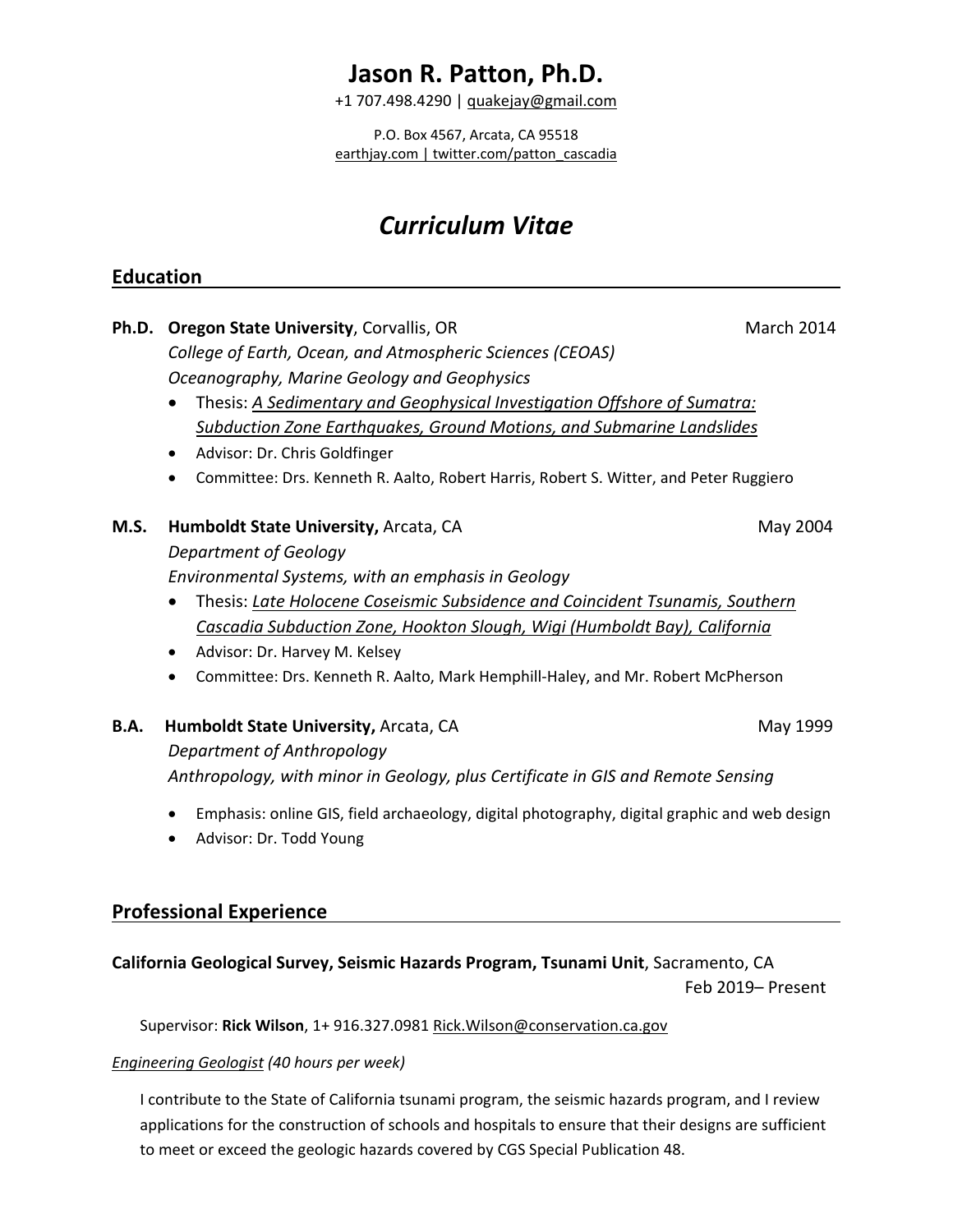# Jason R. Patton, Ph.D.

+1 707.498.4290 | quakejay@gmail.com

P.O. Box 4567, Arcata, CA 95518
earthjay.com | twitter.com/patton_cascadia

## *Curriculum Vitae*

## Education

**Ph.D. Oregon State University**, Corvallis, OR — March 2014

*College of Earth, Ocean, and Atmospheric Sciences (CEOAS)*
*Oceanography, Marine Geology and Geophysics*

- Thesis: *A Sedimentary and Geophysical Investigation Offshore of Sumatra: Subduction Zone Earthquakes, Ground Motions, and Submarine Landslides*
- Advisor: Dr. Chris Goldfinger
- Committee: Drs. Kenneth R. Aalto, Robert Harris, Robert S. Witter, and Peter Ruggiero

**M.S. Humboldt State University,** Arcata, CA — May 2004

*Department of Geology*
*Environmental Systems, with an emphasis in Geology*

- Thesis: *Late Holocene Coseismic Subsidence and Coincident Tsunamis, Southern Cascadia Subduction Zone, Hookton Slough, Wigi (Humboldt Bay), California*
- Advisor: Dr. Harvey M. Kelsey
- Committee: Drs. Kenneth R. Aalto, Mark Hemphill-Haley, and Mr. Robert McPherson

**B.A. Humboldt State University,** Arcata, CA — May 1999

*Department of Anthropology*
*Anthropology, with minor in Geology, plus Certificate in GIS and Remote Sensing*

- Emphasis: online GIS, field archaeology, digital photography, digital graphic and web design
- Advisor: Dr. Todd Young

## Professional Experience

**California Geological Survey, Seismic Hazards Program, Tsunami Unit**, Sacramento, CA — Feb 2019– Present

Supervisor: **Rick Wilson**, 1+ 916.327.0981 Rick.Wilson@conservation.ca.gov

*Engineering Geologist (40 hours per week)*

I contribute to the State of California tsunami program, the seismic hazards program, and I review applications for the construction of schools and hospitals to ensure that their designs are sufficient to meet or exceed the geologic hazards covered by CGS Special Publication 48.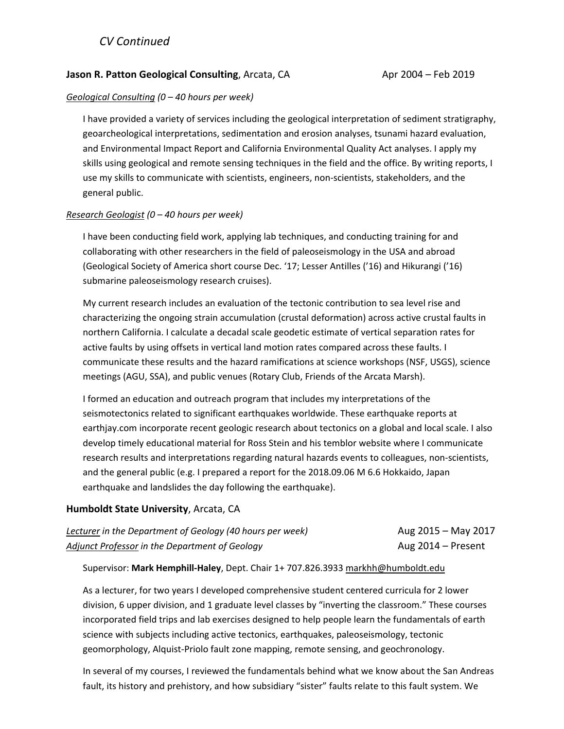*CV Continued*

**Jason R. Patton Geological Consulting**, Arcata, CA Apr 2004 – Feb 2019

*Geological Consulting (0 – 40 hours per week)*

I have provided a variety of services including the geological interpretation of sediment stratigraphy, geoarcheological interpretations, sedimentation and erosion analyses, tsunami hazard evaluation, and Environmental Impact Report and California Environmental Quality Act analyses. I apply my skills using geological and remote sensing techniques in the field and the office. By writing reports, I use my skills to communicate with scientists, engineers, non-scientists, stakeholders, and the general public.

*Research Geologist (0 – 40 hours per week)*

I have been conducting field work, applying lab techniques, and conducting training for and collaborating with other researchers in the field of paleoseismology in the USA and abroad (Geological Society of America short course Dec. '17; Lesser Antilles ('16) and Hikurangi ('16) submarine paleoseismology research cruises).

My current research includes an evaluation of the tectonic contribution to sea level rise and characterizing the ongoing strain accumulation (crustal deformation) across active crustal faults in northern California. I calculate a decadal scale geodetic estimate of vertical separation rates for active faults by using offsets in vertical land motion rates compared across these faults. I communicate these results and the hazard ramifications at science workshops (NSF, USGS), science meetings (AGU, SSA), and public venues (Rotary Club, Friends of the Arcata Marsh).

I formed an education and outreach program that includes my interpretations of the seismotectonics related to significant earthquakes worldwide. These earthquake reports at earthjay.com incorporate recent geologic research about tectonics on a global and local scale. I also develop timely educational material for Ross Stein and his temblor website where I communicate research results and interpretations regarding natural hazards events to colleagues, non-scientists, and the general public (e.g. I prepared a report for the 2018.09.06 M 6.6 Hokkaido, Japan earthquake and landslides the day following the earthquake).

**Humboldt State University**, Arcata, CA

*Lecturer in the Department of Geology (40 hours per week)* Aug 2015 – May 2017
*Adjunct Professor in the Department of Geology* Aug 2014 – Present

Supervisor: **Mark Hemphill-Haley**, Dept. Chair 1+ 707.826.3933 markhh@humboldt.edu

As a lecturer, for two years I developed comprehensive student centered curricula for 2 lower division, 6 upper division, and 1 graduate level classes by "inverting the classroom." These courses incorporated field trips and lab exercises designed to help people learn the fundamentals of earth science with subjects including active tectonics, earthquakes, paleoseismology, tectonic geomorphology, Alquist-Priolo fault zone mapping, remote sensing, and geochronology.

In several of my courses, I reviewed the fundamentals behind what we know about the San Andreas fault, its history and prehistory, and how subsidiary "sister" faults relate to this fault system. We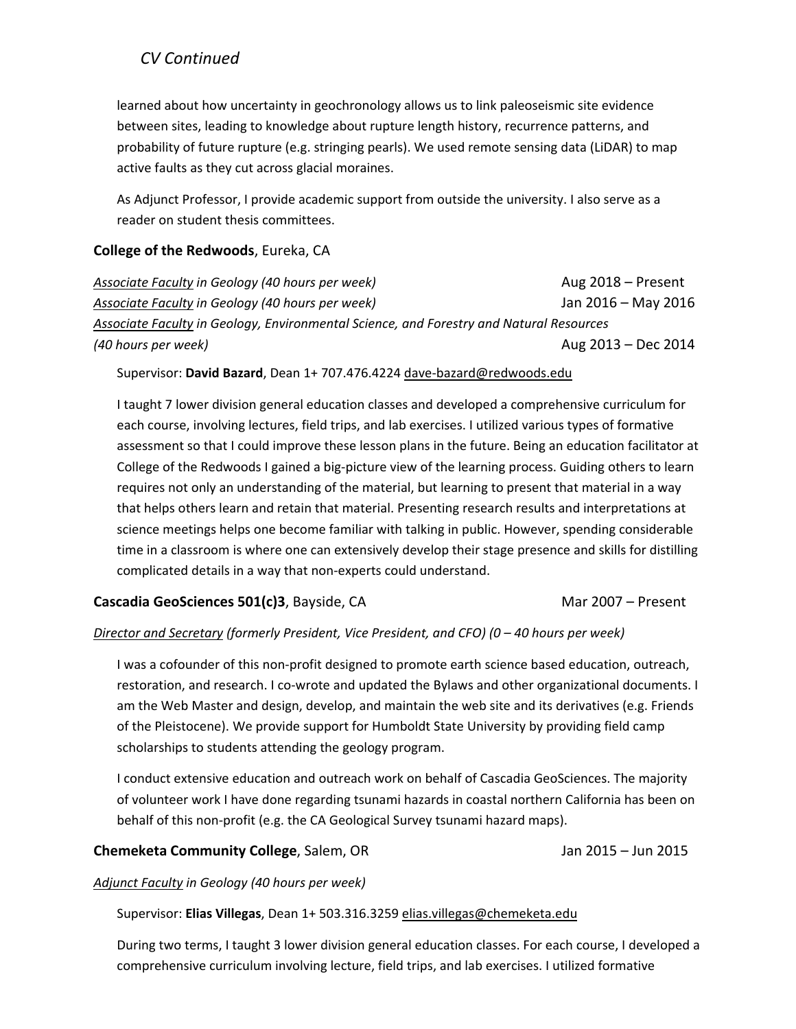learned about how uncertainty in geochronology allows us to link paleoseismic site evidence between sites, leading to knowledge about rupture length history, recurrence patterns, and probability of future rupture (e.g. stringing pearls). We used remote sensing data (LiDAR) to map active faults as they cut across glacial moraines.

As Adjunct Professor, I provide academic support from outside the university. I also serve as a reader on student thesis committees.

**College of the Redwoods**, Eureka, CA

*Associate Faculty in Geology (40 hours per week)* — Aug 2018 – Present
*Associate Faculty in Geology (40 hours per week)* — Jan 2016 – May 2016
*Associate Faculty in Geology, Environmental Science, and Forestry and Natural Resources (40 hours per week)* — Aug 2013 – Dec 2014

Supervisor: **David Bazard**, Dean 1+ 707.476.4224 dave-bazard@redwoods.edu

I taught 7 lower division general education classes and developed a comprehensive curriculum for each course, involving lectures, field trips, and lab exercises. I utilized various types of formative assessment so that I could improve these lesson plans in the future. Being an education facilitator at College of the Redwoods I gained a big-picture view of the learning process. Guiding others to learn requires not only an understanding of the material, but learning to present that material in a way that helps others learn and retain that material. Presenting research results and interpretations at science meetings helps one become familiar with talking in public. However, spending considerable time in a classroom is where one can extensively develop their stage presence and skills for distilling complicated details in a way that non-experts could understand.

**Cascadia GeoSciences 501(c)3**, Bayside, CA — Mar 2007 – Present

*Director and Secretary (formerly President, Vice President, and CFO) (0 – 40 hours per week)*

I was a cofounder of this non-profit designed to promote earth science based education, outreach, restoration, and research. I co-wrote and updated the Bylaws and other organizational documents. I am the Web Master and design, develop, and maintain the web site and its derivatives (e.g. Friends of the Pleistocene). We provide support for Humboldt State University by providing field camp scholarships to students attending the geology program.

I conduct extensive education and outreach work on behalf of Cascadia GeoSciences. The majority of volunteer work I have done regarding tsunami hazards in coastal northern California has been on behalf of this non-profit (e.g. the CA Geological Survey tsunami hazard maps).

**Chemeketa Community College**, Salem, OR — Jan 2015 – Jun 2015

*Adjunct Faculty in Geology (40 hours per week)*

Supervisor: **Elias Villegas**, Dean 1+ 503.316.3259 elias.villegas@chemeketa.edu

During two terms, I taught 3 lower division general education classes. For each course, I developed a comprehensive curriculum involving lecture, field trips, and lab exercises. I utilized formative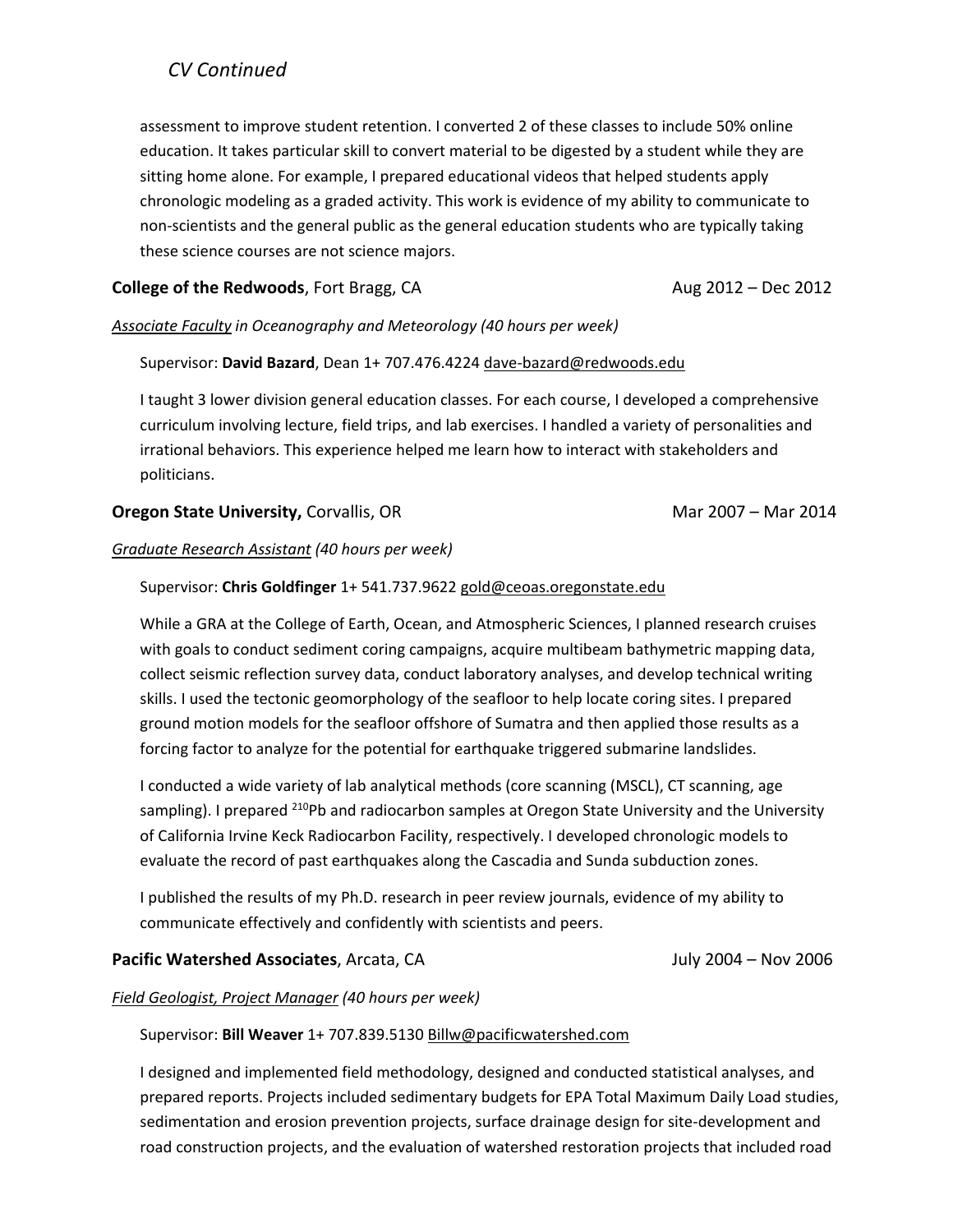assessment to improve student retention. I converted 2 of these classes to include 50% online education. It takes particular skill to convert material to be digested by a student while they are sitting home alone. For example, I prepared educational videos that helped students apply chronologic modeling as a graded activity. This work is evidence of my ability to communicate to non-scientists and the general public as the general education students who are typically taking these science courses are not science majors.

**College of the Redwoods**, Fort Bragg, CA Aug 2012 – Dec 2012

*Associate Faculty in Oceanography and Meteorology (40 hours per week)*

Supervisor: **David Bazard**, Dean 1+ 707.476.4224 dave-bazard@redwoods.edu

I taught 3 lower division general education classes. For each course, I developed a comprehensive curriculum involving lecture, field trips, and lab exercises. I handled a variety of personalities and irrational behaviors. This experience helped me learn how to interact with stakeholders and politicians.

**Oregon State University,** Corvallis, OR Mar 2007 – Mar 2014

*Graduate Research Assistant (40 hours per week)*

Supervisor: **Chris Goldfinger** 1+ 541.737.9622 gold@ceoas.oregonstate.edu

While a GRA at the College of Earth, Ocean, and Atmospheric Sciences, I planned research cruises with goals to conduct sediment coring campaigns, acquire multibeam bathymetric mapping data, collect seismic reflection survey data, conduct laboratory analyses, and develop technical writing skills. I used the tectonic geomorphology of the seafloor to help locate coring sites. I prepared ground motion models for the seafloor offshore of Sumatra and then applied those results as a forcing factor to analyze for the potential for earthquake triggered submarine landslides.

I conducted a wide variety of lab analytical methods (core scanning (MSCL), CT scanning, age sampling). I prepared $^{210}$Pb and radiocarbon samples at Oregon State University and the University of California Irvine Keck Radiocarbon Facility, respectively. I developed chronologic models to evaluate the record of past earthquakes along the Cascadia and Sunda subduction zones.

I published the results of my Ph.D. research in peer review journals, evidence of my ability to communicate effectively and confidently with scientists and peers.

**Pacific Watershed Associates**, Arcata, CA July 2004 – Nov 2006

*Field Geologist, Project Manager (40 hours per week)*

Supervisor: **Bill Weaver** 1+ 707.839.5130 Billw@pacificwatershed.com

I designed and implemented field methodology, designed and conducted statistical analyses, and prepared reports. Projects included sedimentary budgets for EPA Total Maximum Daily Load studies, sedimentation and erosion prevention projects, surface drainage design for site-development and road construction projects, and the evaluation of watershed restoration projects that included road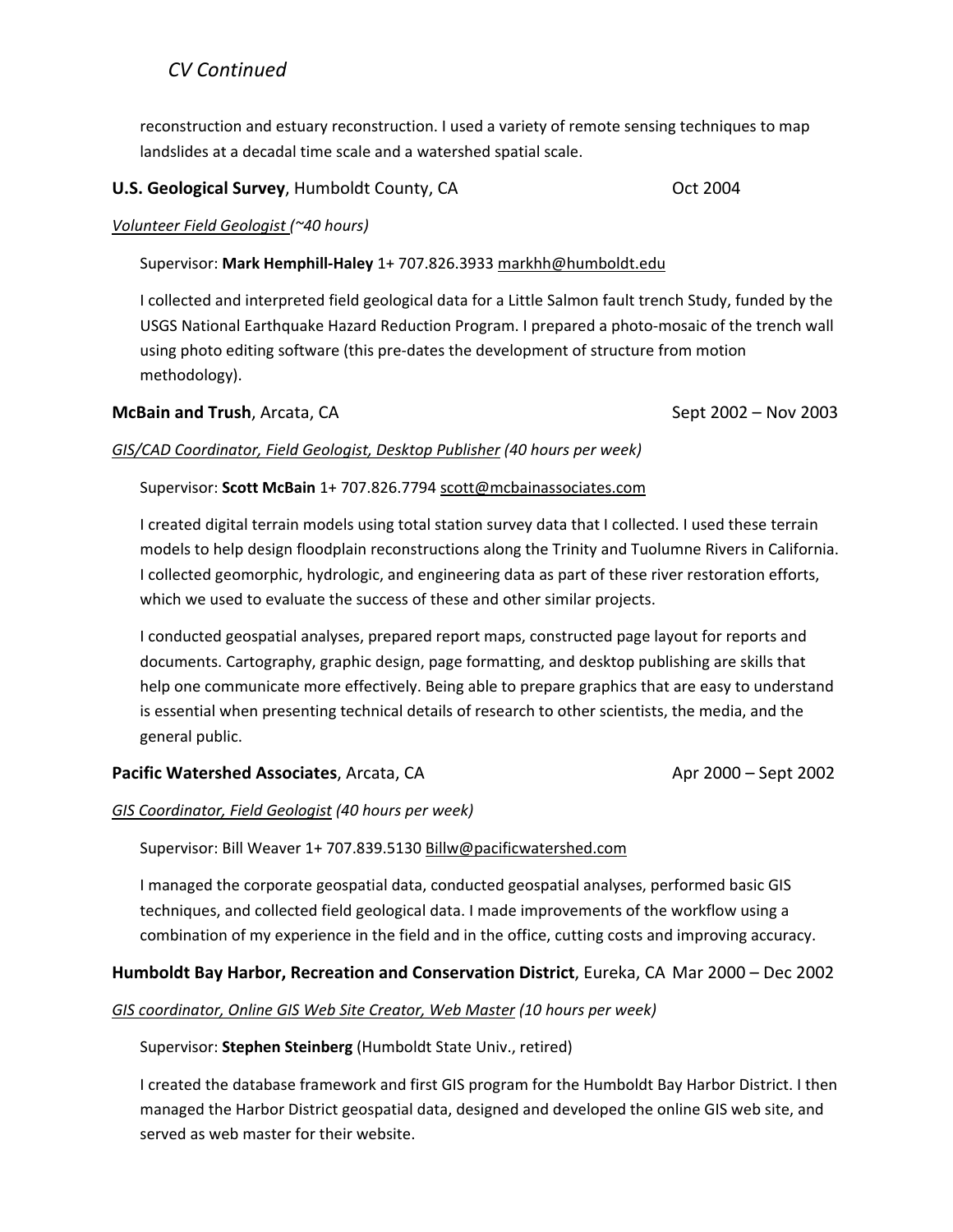reconstruction and estuary reconstruction. I used a variety of remote sensing techniques to map landslides at a decadal time scale and a watershed spatial scale.

**U.S. Geological Survey**, Humboldt County, CA Oct 2004

*Volunteer Field Geologist (~40 hours)*

Supervisor: **Mark Hemphill-Haley** 1+ 707.826.3933 markhh@humboldt.edu

I collected and interpreted field geological data for a Little Salmon fault trench Study, funded by the USGS National Earthquake Hazard Reduction Program. I prepared a photo-mosaic of the trench wall using photo editing software (this pre-dates the development of structure from motion methodology).

**McBain and Trush**, Arcata, CA Sept 2002 – Nov 2003

*GIS/CAD Coordinator, Field Geologist, Desktop Publisher (40 hours per week)*

Supervisor: **Scott McBain** 1+ 707.826.7794 scott@mcbainassociates.com

I created digital terrain models using total station survey data that I collected. I used these terrain models to help design floodplain reconstructions along the Trinity and Tuolumne Rivers in California. I collected geomorphic, hydrologic, and engineering data as part of these river restoration efforts, which we used to evaluate the success of these and other similar projects.

I conducted geospatial analyses, prepared report maps, constructed page layout for reports and documents. Cartography, graphic design, page formatting, and desktop publishing are skills that help one communicate more effectively. Being able to prepare graphics that are easy to understand is essential when presenting technical details of research to other scientists, the media, and the general public.

**Pacific Watershed Associates**, Arcata, CA Apr 2000 – Sept 2002

*GIS Coordinator, Field Geologist (40 hours per week)*

Supervisor: Bill Weaver 1+ 707.839.5130 Billw@pacificwatershed.com

I managed the corporate geospatial data, conducted geospatial analyses, performed basic GIS techniques, and collected field geological data. I made improvements of the workflow using a combination of my experience in the field and in the office, cutting costs and improving accuracy.

**Humboldt Bay Harbor, Recreation and Conservation District**, Eureka, CA Mar 2000 – Dec 2002

*GIS coordinator, Online GIS Web Site Creator, Web Master (10 hours per week)*

Supervisor: **Stephen Steinberg** (Humboldt State Univ., retired)

I created the database framework and first GIS program for the Humboldt Bay Harbor District. I then managed the Harbor District geospatial data, designed and developed the online GIS web site, and served as web master for their website.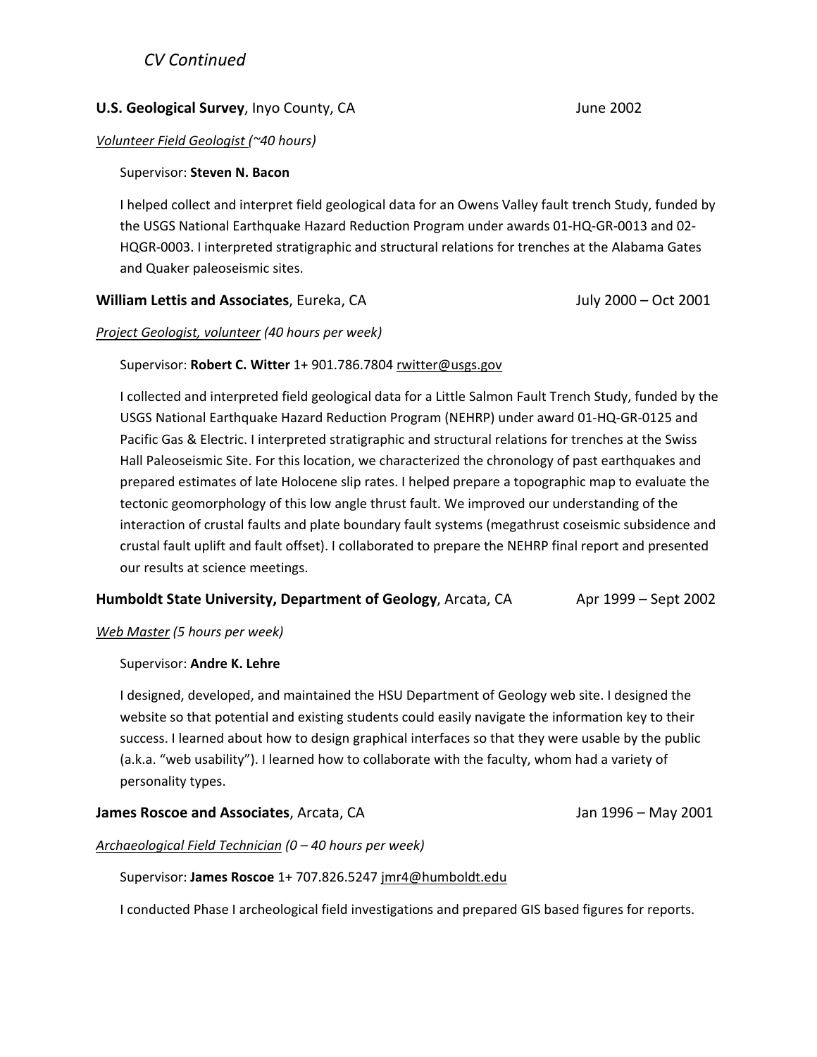*CV Continued*

**U.S. Geological Survey**, Inyo County, CA June 2002

*Volunteer Field Geologist (~40 hours)*

Supervisor: **Steven N. Bacon**

I helped collect and interpret field geological data for an Owens Valley fault trench Study, funded by the USGS National Earthquake Hazard Reduction Program under awards 01-HQ-GR-0013 and 02-HQGR-0003. I interpreted stratigraphic and structural relations for trenches at the Alabama Gates and Quaker paleoseismic sites.

**William Lettis and Associates**, Eureka, CA July 2000 – Oct 2001

*Project Geologist, volunteer (40 hours per week)*

Supervisor: **Robert C. Witter** 1+ 901.786.7804 rwitter@usgs.gov

I collected and interpreted field geological data for a Little Salmon Fault Trench Study, funded by the USGS National Earthquake Hazard Reduction Program (NEHRP) under award 01-HQ-GR-0125 and Pacific Gas & Electric. I interpreted stratigraphic and structural relations for trenches at the Swiss Hall Paleoseismic Site. For this location, we characterized the chronology of past earthquakes and prepared estimates of late Holocene slip rates. I helped prepare a topographic map to evaluate the tectonic geomorphology of this low angle thrust fault. We improved our understanding of the interaction of crustal faults and plate boundary fault systems (megathrust coseismic subsidence and crustal fault uplift and fault offset). I collaborated to prepare the NEHRP final report and presented our results at science meetings.

**Humboldt State University, Department of Geology**, Arcata, CA Apr 1999 – Sept 2002

*Web Master (5 hours per week)*

Supervisor: **Andre K. Lehre**

I designed, developed, and maintained the HSU Department of Geology web site. I designed the website so that potential and existing students could easily navigate the information key to their success. I learned about how to design graphical interfaces so that they were usable by the public (a.k.a. "web usability"). I learned how to collaborate with the faculty, whom had a variety of personality types.

**James Roscoe and Associates**, Arcata, CA Jan 1996 – May 2001

*Archaeological Field Technician (0 – 40 hours per week)*

Supervisor: **James Roscoe** 1+ 707.826.5247 jmr4@humboldt.edu

I conducted Phase I archeological field investigations and prepared GIS based figures for reports.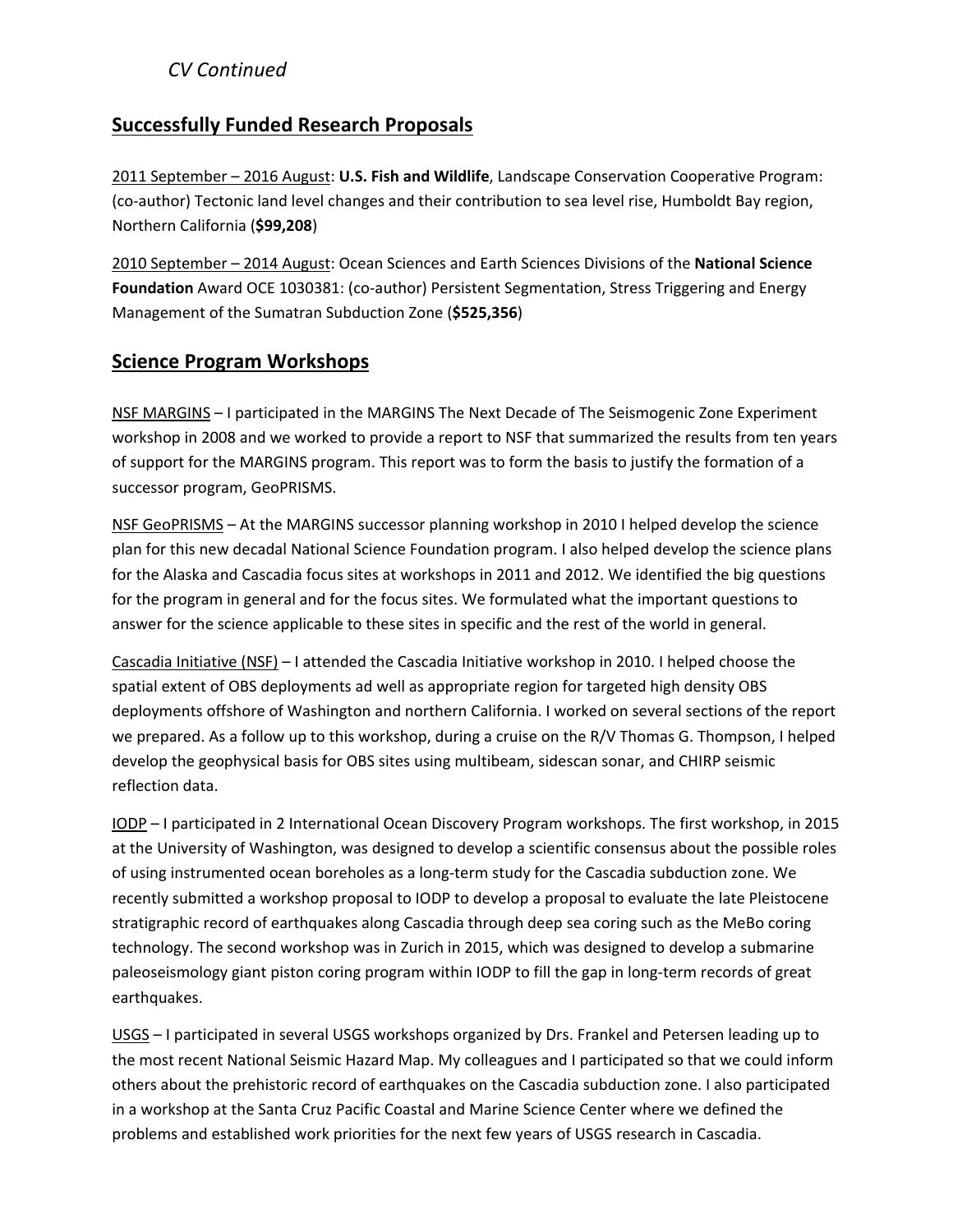*CV Continued*

## Successfully Funded Research Proposals

2011 September – 2016 August: **U.S. Fish and Wildlife**, Landscape Conservation Cooperative Program: (co-author) Tectonic land level changes and their contribution to sea level rise, Humboldt Bay region, Northern California (**$99,208**)

2010 September – 2014 August: Ocean Sciences and Earth Sciences Divisions of the **National Science Foundation** Award OCE 1030381: (co-author) Persistent Segmentation, Stress Triggering and Energy Management of the Sumatran Subduction Zone (**$525,356**)

## Science Program Workshops

NSF MARGINS – I participated in the MARGINS The Next Decade of The Seismogenic Zone Experiment workshop in 2008 and we worked to provide a report to NSF that summarized the results from ten years of support for the MARGINS program. This report was to form the basis to justify the formation of a successor program, GeoPRISMS.

NSF GeoPRISMS – At the MARGINS successor planning workshop in 2010 I helped develop the science plan for this new decadal National Science Foundation program. I also helped develop the science plans for the Alaska and Cascadia focus sites at workshops in 2011 and 2012. We identified the big questions for the program in general and for the focus sites. We formulated what the important questions to answer for the science applicable to these sites in specific and the rest of the world in general.

Cascadia Initiative (NSF) – I attended the Cascadia Initiative workshop in 2010. I helped choose the spatial extent of OBS deployments ad well as appropriate region for targeted high density OBS deployments offshore of Washington and northern California. I worked on several sections of the report we prepared. As a follow up to this workshop, during a cruise on the R/V Thomas G. Thompson, I helped develop the geophysical basis for OBS sites using multibeam, sidescan sonar, and CHIRP seismic reflection data.

IODP – I participated in 2 International Ocean Discovery Program workshops. The first workshop, in 2015 at the University of Washington, was designed to develop a scientific consensus about the possible roles of using instrumented ocean boreholes as a long-term study for the Cascadia subduction zone. We recently submitted a workshop proposal to IODP to develop a proposal to evaluate the late Pleistocene stratigraphic record of earthquakes along Cascadia through deep sea coring such as the MeBo coring technology. The second workshop was in Zurich in 2015, which was designed to develop a submarine paleoseismology giant piston coring program within IODP to fill the gap in long-term records of great earthquakes.

USGS – I participated in several USGS workshops organized by Drs. Frankel and Petersen leading up to the most recent National Seismic Hazard Map. My colleagues and I participated so that we could inform others about the prehistoric record of earthquakes on the Cascadia subduction zone. I also participated in a workshop at the Santa Cruz Pacific Coastal and Marine Science Center where we defined the problems and established work priorities for the next few years of USGS research in Cascadia.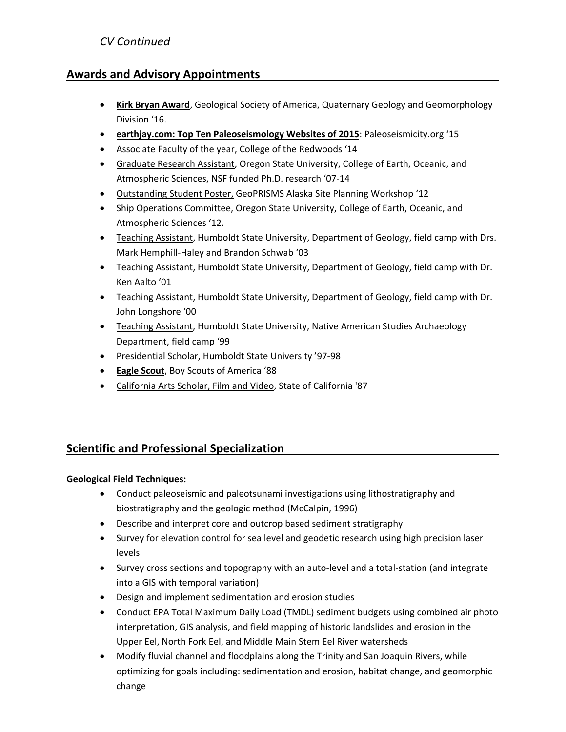*CV Continued*

## Awards and Advisory Appointments

- **Kirk Bryan Award**, Geological Society of America, Quaternary Geology and Geomorphology Division '16.
- **earthjay.com: Top Ten Paleoseismology Websites of 2015**: Paleoseismicity.org '15
- Associate Faculty of the year, College of the Redwoods '14
- Graduate Research Assistant, Oregon State University, College of Earth, Oceanic, and Atmospheric Sciences, NSF funded Ph.D. research '07-14
- Outstanding Student Poster, GeoPRISMS Alaska Site Planning Workshop '12
- Ship Operations Committee, Oregon State University, College of Earth, Oceanic, and Atmospheric Sciences '12.
- Teaching Assistant, Humboldt State University, Department of Geology, field camp with Drs. Mark Hemphill-Haley and Brandon Schwab '03
- Teaching Assistant, Humboldt State University, Department of Geology, field camp with Dr. Ken Aalto '01
- Teaching Assistant, Humboldt State University, Department of Geology, field camp with Dr. John Longshore '00
- Teaching Assistant, Humboldt State University, Native American Studies Archaeology Department, field camp '99
- Presidential Scholar, Humboldt State University '97-98
- **Eagle Scout**, Boy Scouts of America '88
- California Arts Scholar, Film and Video, State of California '87

## Scientific and Professional Specialization

**Geological Field Techniques:**

- Conduct paleoseismic and paleotsunami investigations using lithostratigraphy and biostratigraphy and the geologic method (McCalpin, 1996)
- Describe and interpret core and outcrop based sediment stratigraphy
- Survey for elevation control for sea level and geodetic research using high precision laser levels
- Survey cross sections and topography with an auto-level and a total-station (and integrate into a GIS with temporal variation)
- Design and implement sedimentation and erosion studies
- Conduct EPA Total Maximum Daily Load (TMDL) sediment budgets using combined air photo interpretation, GIS analysis, and field mapping of historic landslides and erosion in the Upper Eel, North Fork Eel, and Middle Main Stem Eel River watersheds
- Modify fluvial channel and floodplains along the Trinity and San Joaquin Rivers, while optimizing for goals including: sedimentation and erosion, habitat change, and geomorphic change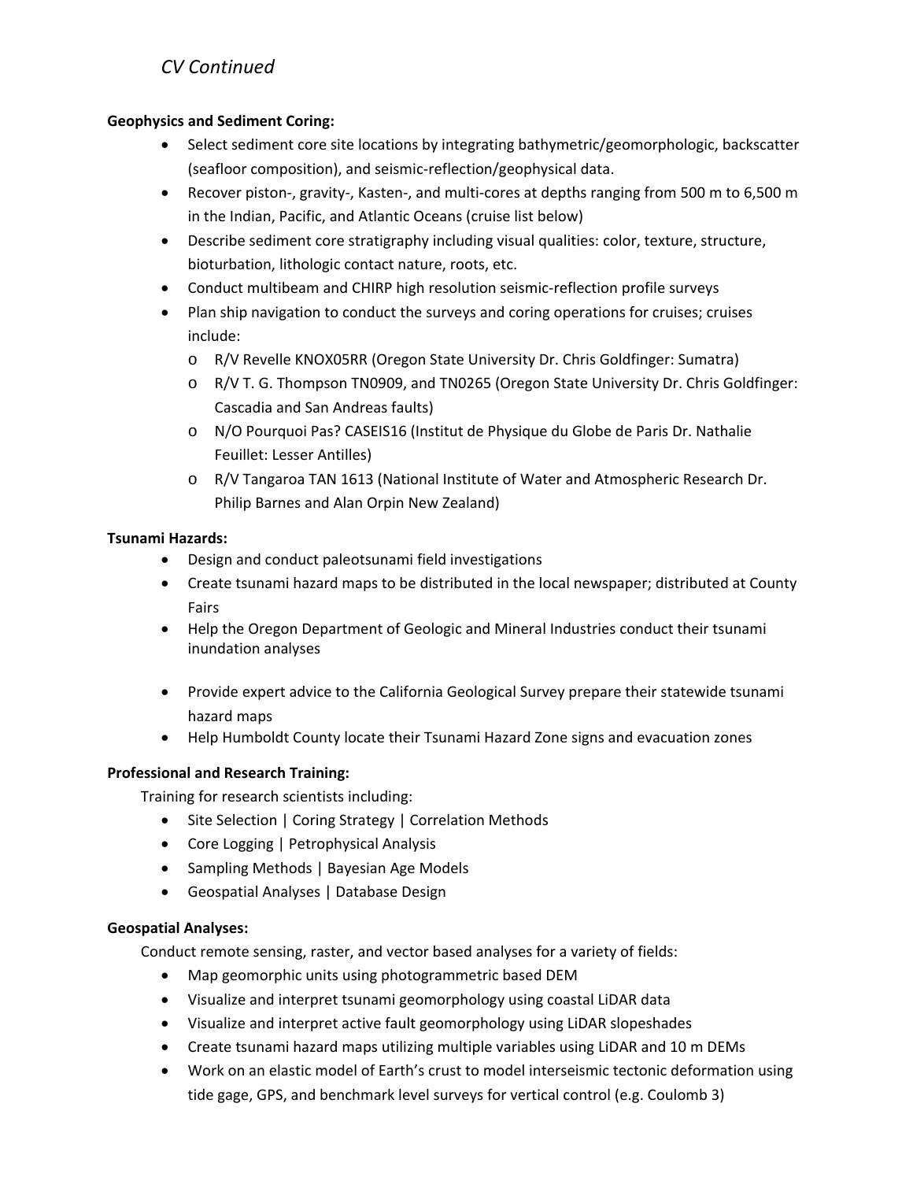*CV Continued*

**Geophysics and Sediment Coring:**

- Select sediment core site locations by integrating bathymetric/geomorphologic, backscatter (seafloor composition), and seismic-reflection/geophysical data.
- Recover piston-, gravity-, Kasten-, and multi-cores at depths ranging from 500 m to 6,500 m in the Indian, Pacific, and Atlantic Oceans (cruise list below)
- Describe sediment core stratigraphy including visual qualities: color, texture, structure, bioturbation, lithologic contact nature, roots, etc.
- Conduct multibeam and CHIRP high resolution seismic-reflection profile surveys
- Plan ship navigation to conduct the surveys and coring operations for cruises; cruises include:
  - R/V Revelle KNOX05RR (Oregon State University Dr. Chris Goldfinger: Sumatra)
  - R/V T. G. Thompson TN0909, and TN0265 (Oregon State University Dr. Chris Goldfinger: Cascadia and San Andreas faults)
  - N/O Pourquoi Pas? CASEIS16 (Institut de Physique du Globe de Paris Dr. Nathalie Feuillet: Lesser Antilles)
  - R/V Tangaroa TAN 1613 (National Institute of Water and Atmospheric Research Dr. Philip Barnes and Alan Orpin New Zealand)

**Tsunami Hazards:**

- Design and conduct paleotsunami field investigations
- Create tsunami hazard maps to be distributed in the local newspaper; distributed at County Fairs
- Help the Oregon Department of Geologic and Mineral Industries conduct their tsunami inundation analyses
- Provide expert advice to the California Geological Survey prepare their statewide tsunami hazard maps
- Help Humboldt County locate their Tsunami Hazard Zone signs and evacuation zones

**Professional and Research Training:**

Training for research scientists including:

- Site Selection | Coring Strategy | Correlation Methods
- Core Logging | Petrophysical Analysis
- Sampling Methods | Bayesian Age Models
- Geospatial Analyses | Database Design

**Geospatial Analyses:**

Conduct remote sensing, raster, and vector based analyses for a variety of fields:

- Map geomorphic units using photogrammetric based DEM
- Visualize and interpret tsunami geomorphology using coastal LiDAR data
- Visualize and interpret active fault geomorphology using LiDAR slopeshades
- Create tsunami hazard maps utilizing multiple variables using LiDAR and 10 m DEMs
- Work on an elastic model of Earth's crust to model interseismic tectonic deformation using tide gage, GPS, and benchmark level surveys for vertical control (e.g. Coulomb 3)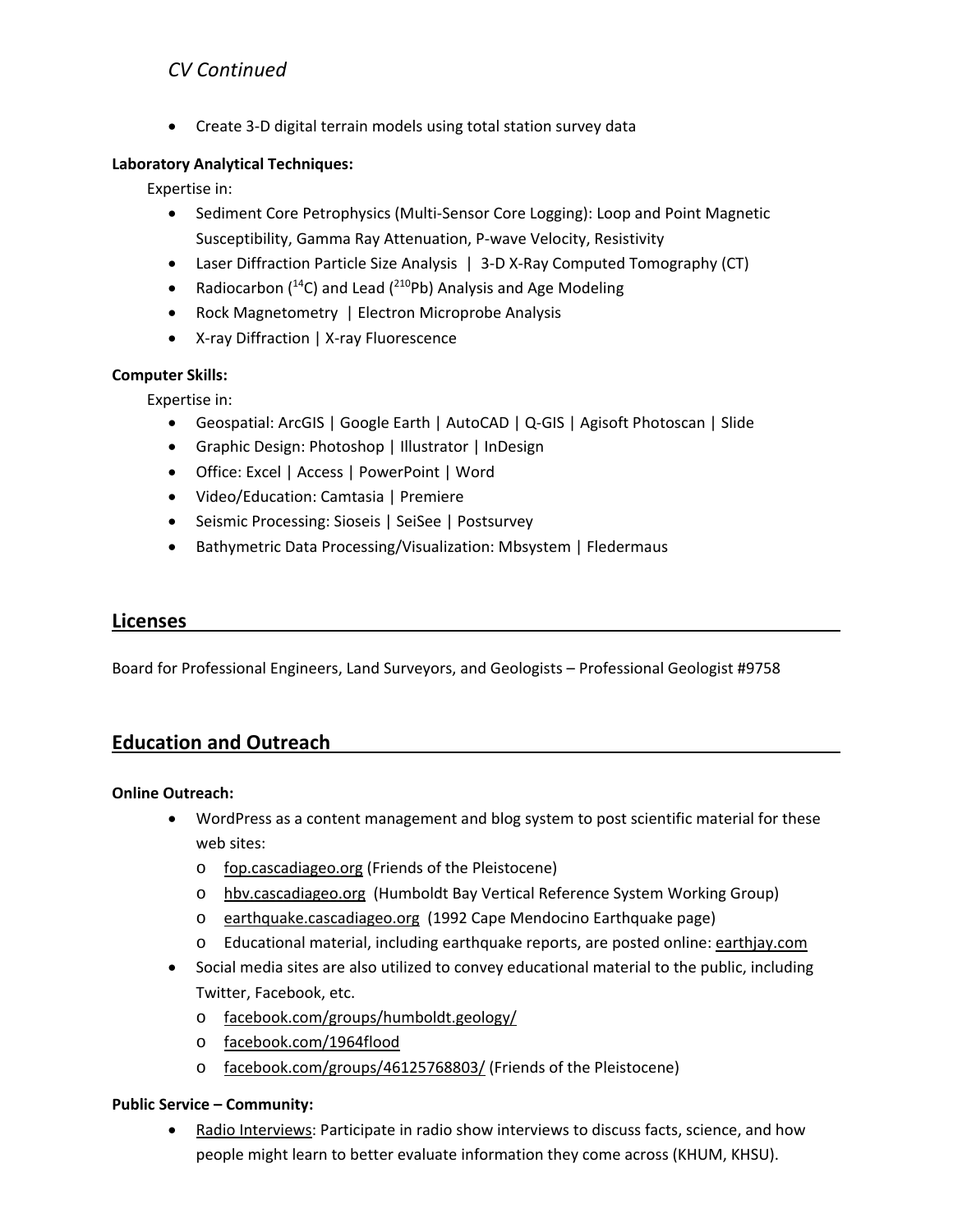*CV Continued*

- Create 3-D digital terrain models using total station survey data

**Laboratory Analytical Techniques:**

Expertise in:

- Sediment Core Petrophysics (Multi-Sensor Core Logging): Loop and Point Magnetic Susceptibility, Gamma Ray Attenuation, P-wave Velocity, Resistivity
- Laser Diffraction Particle Size Analysis | 3-D X-Ray Computed Tomography (CT)
- Radiocarbon ($^{14}C$) and Lead ($^{210}Pb$) Analysis and Age Modeling
- Rock Magnetometry | Electron Microprobe Analysis
- X-ray Diffraction | X-ray Fluorescence

**Computer Skills:**

Expertise in:

- Geospatial: ArcGIS | Google Earth | AutoCAD | Q-GIS | Agisoft Photoscan | Slide
- Graphic Design: Photoshop | Illustrator | InDesign
- Office: Excel | Access | PowerPoint | Word
- Video/Education: Camtasia | Premiere
- Seismic Processing: Sioseis | SeiSee | Postsurvey
- Bathymetric Data Processing/Visualization: Mbsystem | Fledermaus

## Licenses

Board for Professional Engineers, Land Surveyors, and Geologists – Professional Geologist #9758

## Education and Outreach

**Online Outreach:**

- WordPress as a content management and blog system to post scientific material for these web sites:
  - fop.cascadiageo.org (Friends of the Pleistocene)
  - hbv.cascadiageo.org (Humboldt Bay Vertical Reference System Working Group)
  - earthquake.cascadiageo.org (1992 Cape Mendocino Earthquake page)
  - Educational material, including earthquake reports, are posted online: earthjay.com
- Social media sites are also utilized to convey educational material to the public, including Twitter, Facebook, etc.
  - facebook.com/groups/humboldt.geology/
  - facebook.com/1964flood
  - facebook.com/groups/46125768803/ (Friends of the Pleistocene)

**Public Service – Community:**

- Radio Interviews: Participate in radio show interviews to discuss facts, science, and how people might learn to better evaluate information they come across (KHUM, KHSU).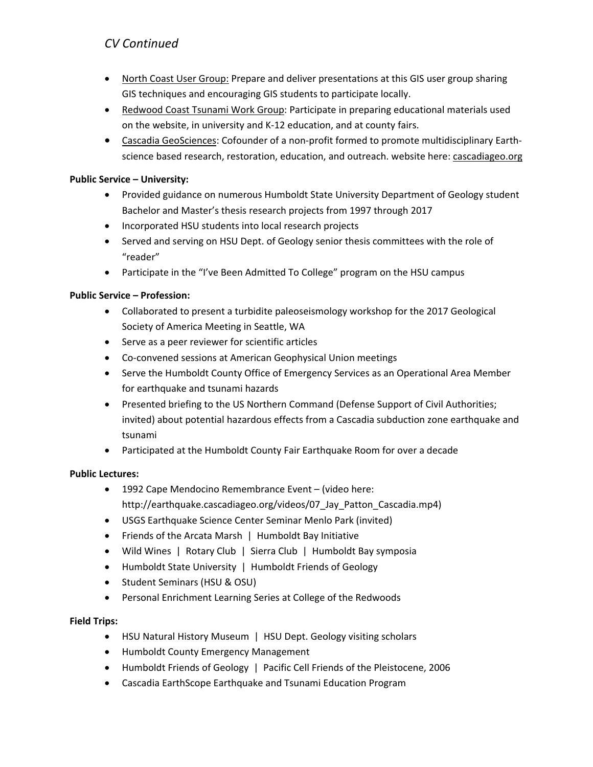*CV Continued*

- North Coast User Group: Prepare and deliver presentations at this GIS user group sharing GIS techniques and encouraging GIS students to participate locally.
- Redwood Coast Tsunami Work Group: Participate in preparing educational materials used on the website, in university and K-12 education, and at county fairs.
- Cascadia GeoSciences: Cofounder of a non-profit formed to promote multidisciplinary Earth-science based research, restoration, education, and outreach. website here: cascadiageo.org

**Public Service – University:**

- Provided guidance on numerous Humboldt State University Department of Geology student Bachelor and Master's thesis research projects from 1997 through 2017
- Incorporated HSU students into local research projects
- Served and serving on HSU Dept. of Geology senior thesis committees with the role of "reader"
- Participate in the "I've Been Admitted To College" program on the HSU campus

**Public Service – Profession:**

- Collaborated to present a turbidite paleoseismology workshop for the 2017 Geological Society of America Meeting in Seattle, WA
- Serve as a peer reviewer for scientific articles
- Co-convened sessions at American Geophysical Union meetings
- Serve the Humboldt County Office of Emergency Services as an Operational Area Member for earthquake and tsunami hazards
- Presented briefing to the US Northern Command (Defense Support of Civil Authorities; invited) about potential hazardous effects from a Cascadia subduction zone earthquake and tsunami
- Participated at the Humboldt County Fair Earthquake Room for over a decade

**Public Lectures:**

- 1992 Cape Mendocino Remembrance Event – (video here: http://earthquake.cascadiageo.org/videos/07_Jay_Patton_Cascadia.mp4)
- USGS Earthquake Science Center Seminar Menlo Park (invited)
- Friends of the Arcata Marsh | Humboldt Bay Initiative
- Wild Wines | Rotary Club | Sierra Club | Humboldt Bay symposia
- Humboldt State University | Humboldt Friends of Geology
- Student Seminars (HSU & OSU)
- Personal Enrichment Learning Series at College of the Redwoods

**Field Trips:**

- HSU Natural History Museum | HSU Dept. Geology visiting scholars
- Humboldt County Emergency Management
- Humboldt Friends of Geology | Pacific Cell Friends of the Pleistocene, 2006
- Cascadia EarthScope Earthquake and Tsunami Education Program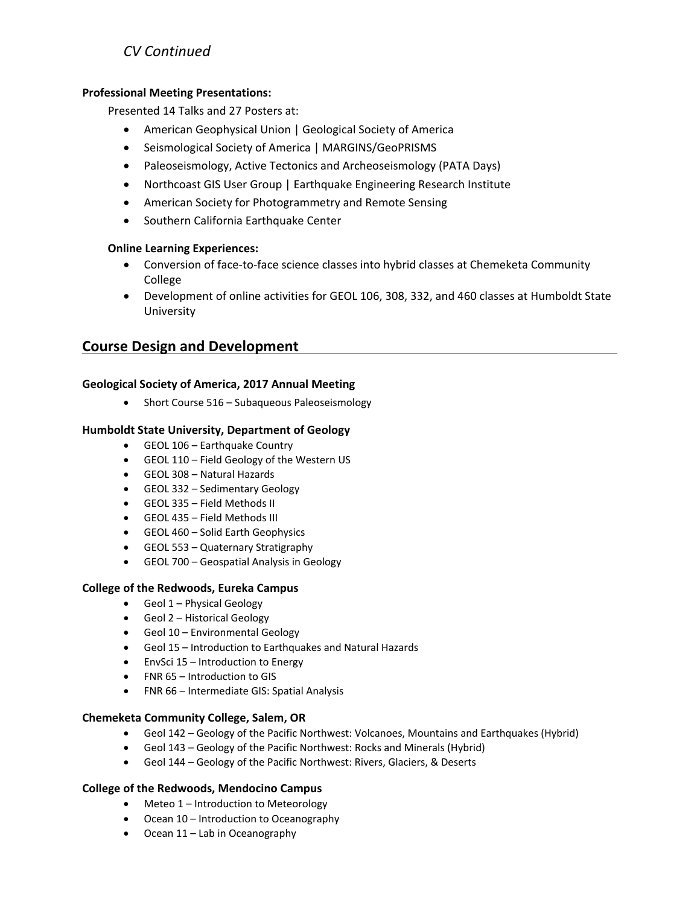*CV Continued*

**Professional Meeting Presentations:**

Presented 14 Talks and 27 Posters at:

- American Geophysical Union | Geological Society of America
- Seismological Society of America | MARGINS/GeoPRISMS
- Paleoseismology, Active Tectonics and Archeoseismology (PATA Days)
- Northcoast GIS User Group | Earthquake Engineering Research Institute
- American Society for Photogrammetry and Remote Sensing
- Southern California Earthquake Center

**Online Learning Experiences:**

- Conversion of face-to-face science classes into hybrid classes at Chemeketa Community College
- Development of online activities for GEOL 106, 308, 332, and 460 classes at Humboldt State University

## Course Design and Development

**Geological Society of America, 2017 Annual Meeting**

- Short Course 516 – Subaqueous Paleoseismology

**Humboldt State University, Department of Geology**

- GEOL 106 – Earthquake Country
- GEOL 110 – Field Geology of the Western US
- GEOL 308 – Natural Hazards
- GEOL 332 – Sedimentary Geology
- GEOL 335 – Field Methods II
- GEOL 435 – Field Methods III
- GEOL 460 – Solid Earth Geophysics
- GEOL 553 – Quaternary Stratigraphy
- GEOL 700 – Geospatial Analysis in Geology

**College of the Redwoods, Eureka Campus**

- Geol 1 – Physical Geology
- Geol 2 – Historical Geology
- Geol 10 – Environmental Geology
- Geol 15 – Introduction to Earthquakes and Natural Hazards
- EnvSci 15 – Introduction to Energy
- FNR 65 – Introduction to GIS
- FNR 66 – Intermediate GIS: Spatial Analysis

**Chemeketa Community College, Salem, OR**

- Geol 142 – Geology of the Pacific Northwest: Volcanoes, Mountains and Earthquakes (Hybrid)
- Geol 143 – Geology of the Pacific Northwest: Rocks and Minerals (Hybrid)
- Geol 144 – Geology of the Pacific Northwest: Rivers, Glaciers, & Deserts

**College of the Redwoods, Mendocino Campus**

- Meteo 1 – Introduction to Meteorology
- Ocean 10 – Introduction to Oceanography
- Ocean 11 – Lab in Oceanography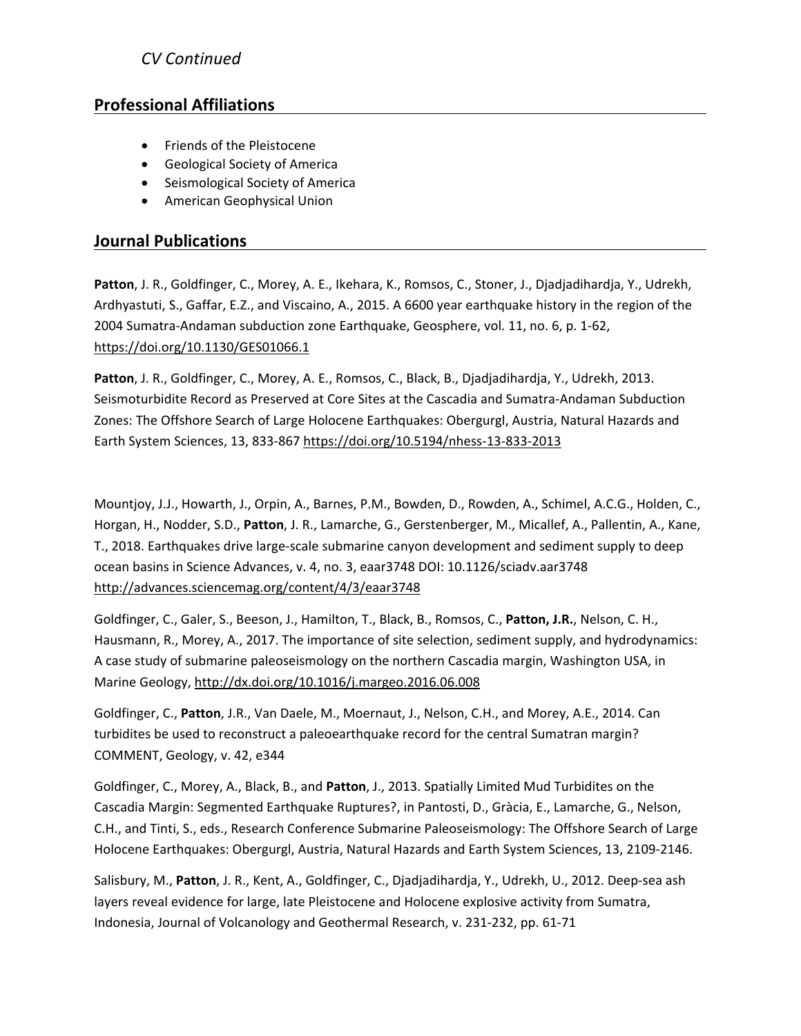*CV Continued*

## Professional Affiliations

- Friends of the Pleistocene
- Geological Society of America
- Seismological Society of America
- American Geophysical Union

## Journal Publications

**Patton**, J. R., Goldfinger, C., Morey, A. E., Ikehara, K., Romsos, C., Stoner, J., Djadjadihardja, Y., Udrekh, Ardhyastuti, S., Gaffar, E.Z., and Viscaino, A., 2015. A 6600 year earthquake history in the region of the 2004 Sumatra-Andaman subduction zone Earthquake, Geosphere, vol. 11, no. 6, p. 1-62, https://doi.org/10.1130/GES01066.1

**Patton**, J. R., Goldfinger, C., Morey, A. E., Romsos, C., Black, B., Djadjadihardja, Y., Udrekh, 2013. Seismoturbidite Record as Preserved at Core Sites at the Cascadia and Sumatra-Andaman Subduction Zones: The Offshore Search of Large Holocene Earthquakes: Obergurgl, Austria, Natural Hazards and Earth System Sciences, 13, 833-867 https://doi.org/10.5194/nhess-13-833-2013

Mountjoy, J.J., Howarth, J., Orpin, A., Barnes, P.M., Bowden, D., Rowden, A., Schimel, A.C.G., Holden, C., Horgan, H., Nodder, S.D., **Patton**, J. R., Lamarche, G., Gerstenberger, M., Micallef, A., Pallentin, A., Kane, T., 2018. Earthquakes drive large-scale submarine canyon development and sediment supply to deep ocean basins in Science Advances, v. 4, no. 3, eaar3748 DOI: 10.1126/sciadv.aar3748 http://advances.sciencemag.org/content/4/3/eaar3748

Goldfinger, C., Galer, S., Beeson, J., Hamilton, T., Black, B., Romsos, C., **Patton, J.R.**, Nelson, C. H., Hausmann, R., Morey, A., 2017. The importance of site selection, sediment supply, and hydrodynamics: A case study of submarine paleoseismology on the northern Cascadia margin, Washington USA, in Marine Geology, http://dx.doi.org/10.1016/j.margeo.2016.06.008

Goldfinger, C., **Patton**, J.R., Van Daele, M., Moernaut, J., Nelson, C.H., and Morey, A.E., 2014. Can turbidites be used to reconstruct a paleoearthquake record for the central Sumatran margin? COMMENT, Geology, v. 42, e344

Goldfinger, C., Morey, A., Black, B., and **Patton**, J., 2013. Spatially Limited Mud Turbidites on the Cascadia Margin: Segmented Earthquake Ruptures?, in Pantosti, D., Gràcia, E., Lamarche, G., Nelson, C.H., and Tinti, S., eds., Research Conference Submarine Paleoseismology: The Offshore Search of Large Holocene Earthquakes: Obergurgl, Austria, Natural Hazards and Earth System Sciences, 13, 2109-2146.

Salisbury, M., **Patton**, J. R., Kent, A., Goldfinger, C., Djadjadihardja, Y., Udrekh, U., 2012. Deep-sea ash layers reveal evidence for large, late Pleistocene and Holocene explosive activity from Sumatra, Indonesia, Journal of Volcanology and Geothermal Research, v. 231-232, pp. 61-71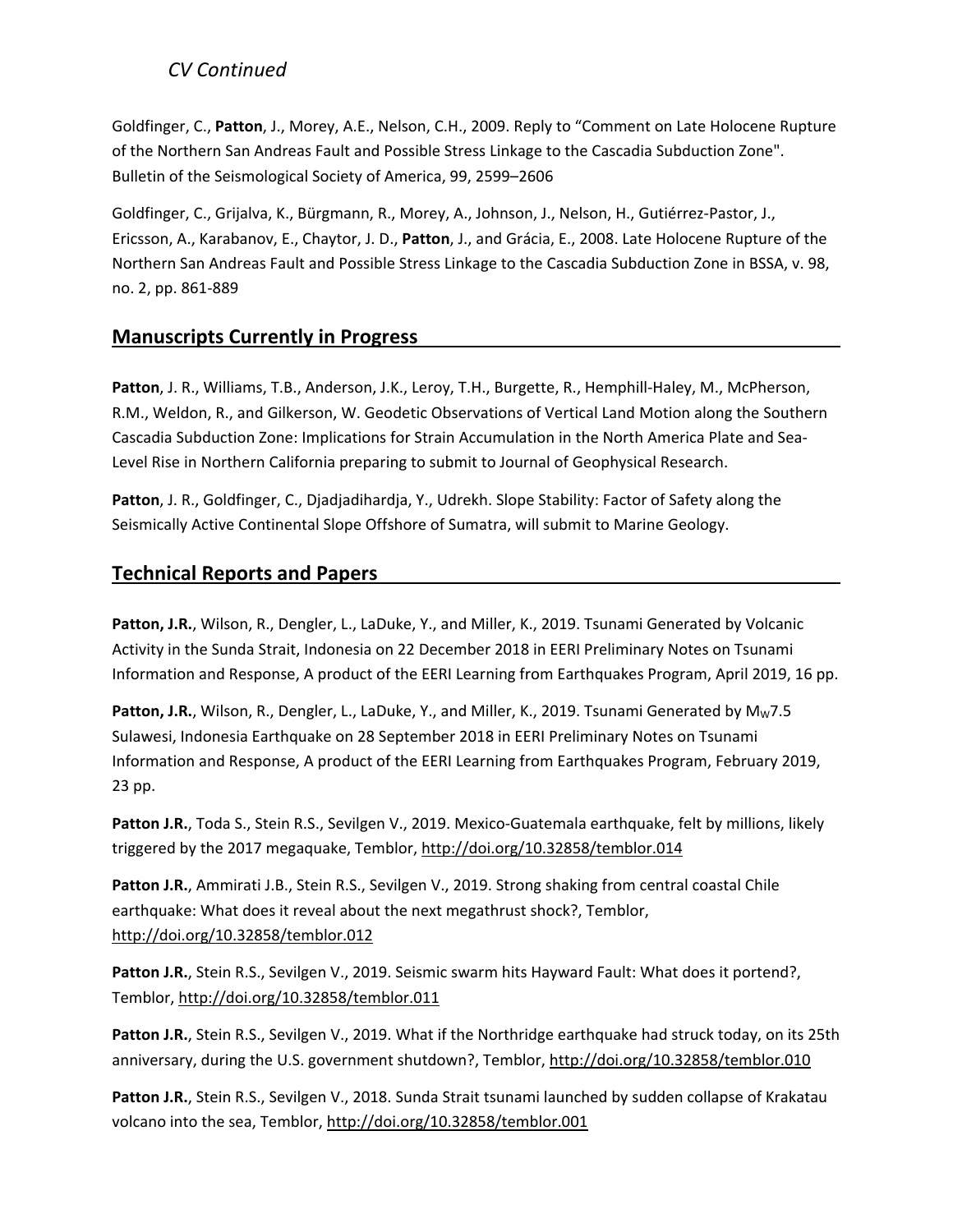*CV Continued*

Goldfinger, C., **Patton**, J., Morey, A.E., Nelson, C.H., 2009. Reply to "Comment on Late Holocene Rupture of the Northern San Andreas Fault and Possible Stress Linkage to the Cascadia Subduction Zone". Bulletin of the Seismological Society of America, 99, 2599–2606

Goldfinger, C., Grijalva, K., Bürgmann, R., Morey, A., Johnson, J., Nelson, H., Gutiérrez-Pastor, J., Ericsson, A., Karabanov, E., Chaytor, J. D., **Patton**, J., and Grácia, E., 2008. Late Holocene Rupture of the Northern San Andreas Fault and Possible Stress Linkage to the Cascadia Subduction Zone in BSSA, v. 98, no. 2, pp. 861-889

## Manuscripts Currently in Progress

**Patton**, J. R., Williams, T.B., Anderson, J.K., Leroy, T.H., Burgette, R., Hemphill-Haley, M., McPherson, R.M., Weldon, R., and Gilkerson, W. Geodetic Observations of Vertical Land Motion along the Southern Cascadia Subduction Zone: Implications for Strain Accumulation in the North America Plate and Sea-Level Rise in Northern California preparing to submit to Journal of Geophysical Research.

**Patton**, J. R., Goldfinger, C., Djadjadihardja, Y., Udrekh. Slope Stability: Factor of Safety along the Seismically Active Continental Slope Offshore of Sumatra, will submit to Marine Geology.

## Technical Reports and Papers

**Patton, J.R.**, Wilson, R., Dengler, L., LaDuke, Y., and Miller, K., 2019. Tsunami Generated by Volcanic Activity in the Sunda Strait, Indonesia on 22 December 2018 in EERI Preliminary Notes on Tsunami Information and Response, A product of the EERI Learning from Earthquakes Program, April 2019, 16 pp.

**Patton, J.R.**, Wilson, R., Dengler, L., LaDuke, Y., and Miller, K., 2019. Tsunami Generated by $M_W$7.5 Sulawesi, Indonesia Earthquake on 28 September 2018 in EERI Preliminary Notes on Tsunami Information and Response, A product of the EERI Learning from Earthquakes Program, February 2019, 23 pp.

**Patton J.R.**, Toda S., Stein R.S., Sevilgen V., 2019. Mexico-Guatemala earthquake, felt by millions, likely triggered by the 2017 megaquake, Temblor, http://doi.org/10.32858/temblor.014

**Patton J.R.**, Ammirati J.B., Stein R.S., Sevilgen V., 2019. Strong shaking from central coastal Chile earthquake: What does it reveal about the next megathrust shock?, Temblor, http://doi.org/10.32858/temblor.012

**Patton J.R.**, Stein R.S., Sevilgen V., 2019. Seismic swarm hits Hayward Fault: What does it portend?, Temblor, http://doi.org/10.32858/temblor.011

**Patton J.R.**, Stein R.S., Sevilgen V., 2019. What if the Northridge earthquake had struck today, on its 25th anniversary, during the U.S. government shutdown?, Temblor, http://doi.org/10.32858/temblor.010

**Patton J.R.**, Stein R.S., Sevilgen V., 2018. Sunda Strait tsunami launched by sudden collapse of Krakatau volcano into the sea, Temblor, http://doi.org/10.32858/temblor.001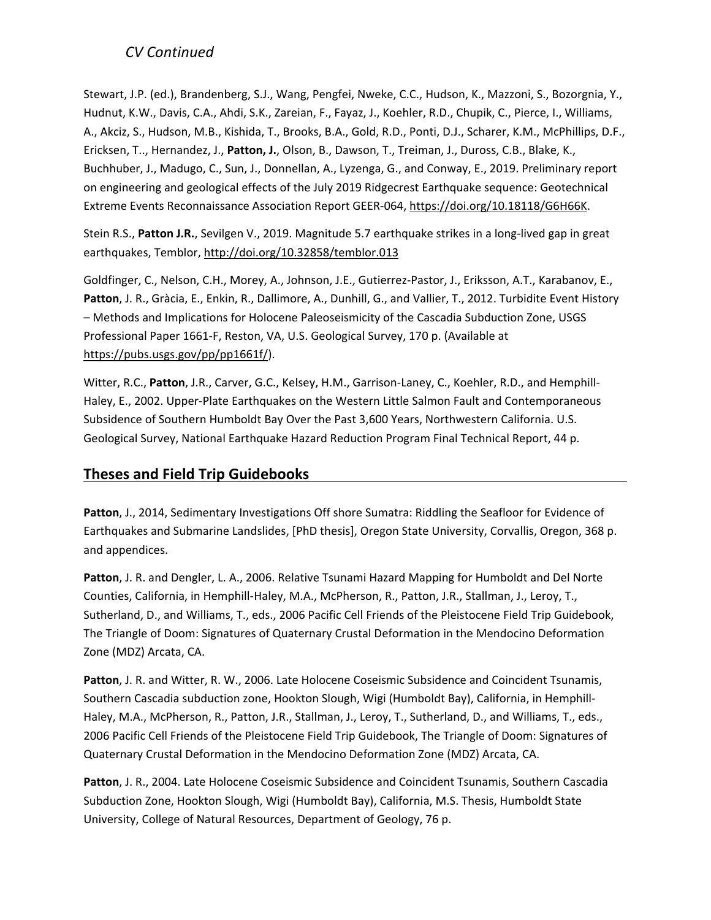Stewart, J.P. (ed.), Brandenberg, S.J., Wang, Pengfei, Nweke, C.C., Hudson, K., Mazzoni, S., Bozorgnia, Y., Hudnut, K.W., Davis, C.A., Ahdi, S.K., Zareian, F., Fayaz, J., Koehler, R.D., Chupik, C., Pierce, I., Williams, A., Akciz, S., Hudson, M.B., Kishida, T., Brooks, B.A., Gold, R.D., Ponti, D.J., Scharer, K.M., McPhillips, D.F., Ericksen, T.., Hernandez, J., **Patton, J.**, Olson, B., Dawson, T., Treiman, J., Duross, C.B., Blake, K., Buchhuber, J., Madugo, C., Sun, J., Donnellan, A., Lyzenga, G., and Conway, E., 2019. Preliminary report on engineering and geological effects of the July 2019 Ridgecrest Earthquake sequence: Geotechnical Extreme Events Reconnaissance Association Report GEER-064, https://doi.org/10.18118/G6H66K.

Stein R.S., **Patton J.R.**, Sevilgen V., 2019. Magnitude 5.7 earthquake strikes in a long-lived gap in great earthquakes, Temblor, http://doi.org/10.32858/temblor.013

Goldfinger, C., Nelson, C.H., Morey, A., Johnson, J.E., Gutierrez-Pastor, J., Eriksson, A.T., Karabanov, E., **Patton**, J. R., Gràcia, E., Enkin, R., Dallimore, A., Dunhill, G., and Vallier, T., 2012. Turbidite Event History – Methods and Implications for Holocene Paleoseismicity of the Cascadia Subduction Zone, USGS Professional Paper 1661-F, Reston, VA, U.S. Geological Survey, 170 p. (Available at https://pubs.usgs.gov/pp/pp1661f/).

Witter, R.C., **Patton**, J.R., Carver, G.C., Kelsey, H.M., Garrison-Laney, C., Koehler, R.D., and Hemphill-Haley, E., 2002. Upper-Plate Earthquakes on the Western Little Salmon Fault and Contemporaneous Subsidence of Southern Humboldt Bay Over the Past 3,600 Years, Northwestern California. U.S. Geological Survey, National Earthquake Hazard Reduction Program Final Technical Report, 44 p.

## Theses and Field Trip Guidebooks

**Patton**, J., 2014, Sedimentary Investigations Off shore Sumatra: Riddling the Seafloor for Evidence of Earthquakes and Submarine Landslides, [PhD thesis], Oregon State University, Corvallis, Oregon, 368 p. and appendices.

**Patton**, J. R. and Dengler, L. A., 2006. Relative Tsunami Hazard Mapping for Humboldt and Del Norte Counties, California, in Hemphill-Haley, M.A., McPherson, R., Patton, J.R., Stallman, J., Leroy, T., Sutherland, D., and Williams, T., eds., 2006 Pacific Cell Friends of the Pleistocene Field Trip Guidebook, The Triangle of Doom: Signatures of Quaternary Crustal Deformation in the Mendocino Deformation Zone (MDZ) Arcata, CA.

**Patton**, J. R. and Witter, R. W., 2006. Late Holocene Coseismic Subsidence and Coincident Tsunamis, Southern Cascadia subduction zone, Hookton Slough, Wigi (Humboldt Bay), California, in Hemphill-Haley, M.A., McPherson, R., Patton, J.R., Stallman, J., Leroy, T., Sutherland, D., and Williams, T., eds., 2006 Pacific Cell Friends of the Pleistocene Field Trip Guidebook, The Triangle of Doom: Signatures of Quaternary Crustal Deformation in the Mendocino Deformation Zone (MDZ) Arcata, CA.

**Patton**, J. R., 2004. Late Holocene Coseismic Subsidence and Coincident Tsunamis, Southern Cascadia Subduction Zone, Hookton Slough, Wigi (Humboldt Bay), California, M.S. Thesis, Humboldt State University, College of Natural Resources, Department of Geology, 76 p.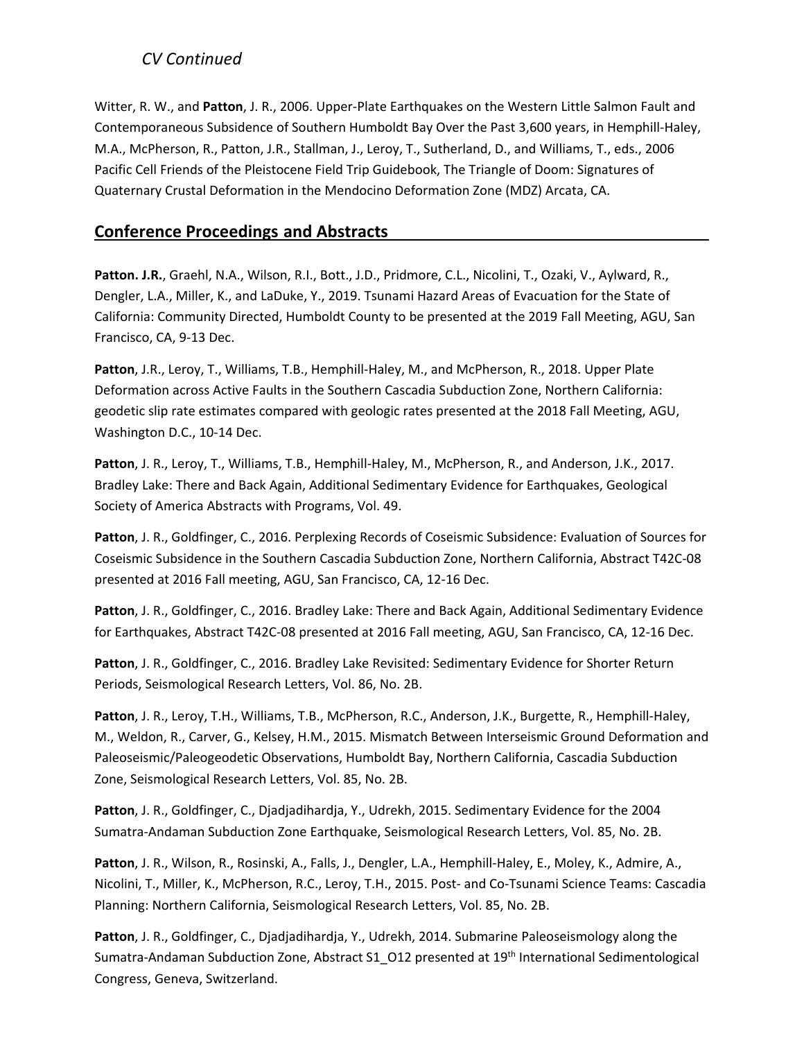*CV Continued*

Witter, R. W., and **Patton**, J. R., 2006. Upper-Plate Earthquakes on the Western Little Salmon Fault and Contemporaneous Subsidence of Southern Humboldt Bay Over the Past 3,600 years, in Hemphill-Haley, M.A., McPherson, R., Patton, J.R., Stallman, J., Leroy, T., Sutherland, D., and Williams, T., eds., 2006 Pacific Cell Friends of the Pleistocene Field Trip Guidebook, The Triangle of Doom: Signatures of Quaternary Crustal Deformation in the Mendocino Deformation Zone (MDZ) Arcata, CA.

## Conference Proceedings and Abstracts

**Patton. J.R.**, Graehl, N.A., Wilson, R.I., Bott., J.D., Pridmore, C.L., Nicolini, T., Ozaki, V., Aylward, R., Dengler, L.A., Miller, K., and LaDuke, Y., 2019. Tsunami Hazard Areas of Evacuation for the State of California: Community Directed, Humboldt County to be presented at the 2019 Fall Meeting, AGU, San Francisco, CA, 9-13 Dec.

**Patton**, J.R., Leroy, T., Williams, T.B., Hemphill-Haley, M., and McPherson, R., 2018. Upper Plate Deformation across Active Faults in the Southern Cascadia Subduction Zone, Northern California: geodetic slip rate estimates compared with geologic rates presented at the 2018 Fall Meeting, AGU, Washington D.C., 10-14 Dec.

**Patton**, J. R., Leroy, T., Williams, T.B., Hemphill-Haley, M., McPherson, R., and Anderson, J.K., 2017. Bradley Lake: There and Back Again, Additional Sedimentary Evidence for Earthquakes, Geological Society of America Abstracts with Programs, Vol. 49.

**Patton**, J. R., Goldfinger, C., 2016. Perplexing Records of Coseismic Subsidence: Evaluation of Sources for Coseismic Subsidence in the Southern Cascadia Subduction Zone, Northern California, Abstract T42C-08 presented at 2016 Fall meeting, AGU, San Francisco, CA, 12-16 Dec.

**Patton**, J. R., Goldfinger, C., 2016. Bradley Lake: There and Back Again, Additional Sedimentary Evidence for Earthquakes, Abstract T42C-08 presented at 2016 Fall meeting, AGU, San Francisco, CA, 12-16 Dec.

**Patton**, J. R., Goldfinger, C., 2016. Bradley Lake Revisited: Sedimentary Evidence for Shorter Return Periods, Seismological Research Letters, Vol. 86, No. 2B.

**Patton**, J. R., Leroy, T.H., Williams, T.B., McPherson, R.C., Anderson, J.K., Burgette, R., Hemphill-Haley, M., Weldon, R., Carver, G., Kelsey, H.M., 2015. Mismatch Between Interseismic Ground Deformation and Paleoseismic/Paleogeodetic Observations, Humboldt Bay, Northern California, Cascadia Subduction Zone, Seismological Research Letters, Vol. 85, No. 2B.

**Patton**, J. R., Goldfinger, C., Djadjadihardja, Y., Udrekh, 2015. Sedimentary Evidence for the 2004 Sumatra-Andaman Subduction Zone Earthquake, Seismological Research Letters, Vol. 85, No. 2B.

**Patton**, J. R., Wilson, R., Rosinski, A., Falls, J., Dengler, L.A., Hemphill-Haley, E., Moley, K., Admire, A., Nicolini, T., Miller, K., McPherson, R.C., Leroy, T.H., 2015. Post- and Co-Tsunami Science Teams: Cascadia Planning: Northern California, Seismological Research Letters, Vol. 85, No. 2B.

**Patton**, J. R., Goldfinger, C., Djadjadihardja, Y., Udrekh, 2014. Submarine Paleoseismology along the Sumatra-Andaman Subduction Zone, Abstract S1_O12 presented at 19th International Sedimentological Congress, Geneva, Switzerland.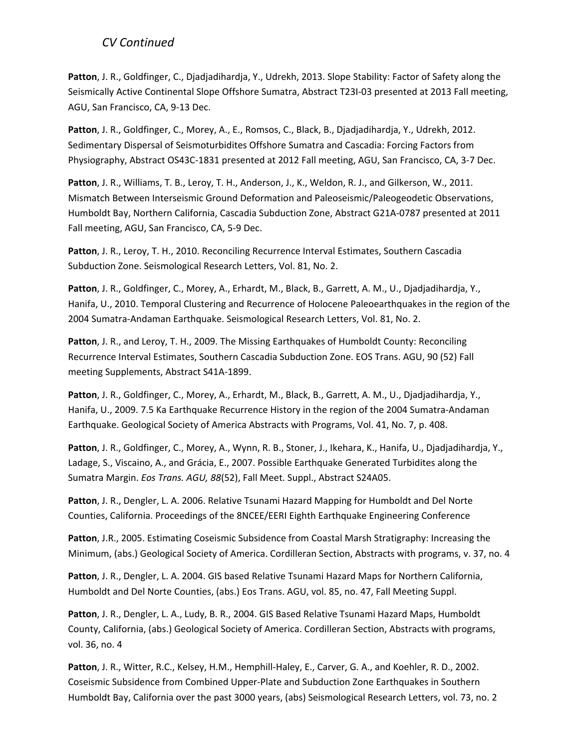*CV Continued*

**Patton**, J. R., Goldfinger, C., Djadjadihardja, Y., Udrekh, 2013. Slope Stability: Factor of Safety along the Seismically Active Continental Slope Offshore Sumatra, Abstract T23I-03 presented at 2013 Fall meeting, AGU, San Francisco, CA, 9-13 Dec.

**Patton**, J. R., Goldfinger, C., Morey, A., E., Romsos, C., Black, B., Djadjadihardja, Y., Udrekh, 2012. Sedimentary Dispersal of Seismoturbidites Offshore Sumatra and Cascadia: Forcing Factors from Physiography, Abstract OS43C-1831 presented at 2012 Fall meeting, AGU, San Francisco, CA, 3-7 Dec.

**Patton**, J. R., Williams, T. B., Leroy, T. H., Anderson, J., K., Weldon, R. J., and Gilkerson, W., 2011. Mismatch Between Interseismic Ground Deformation and Paleoseismic/Paleogeodetic Observations, Humboldt Bay, Northern California, Cascadia Subduction Zone, Abstract G21A-0787 presented at 2011 Fall meeting, AGU, San Francisco, CA, 5-9 Dec.

**Patton**, J. R., Leroy, T. H., 2010. Reconciling Recurrence Interval Estimates, Southern Cascadia Subduction Zone. Seismological Research Letters, Vol. 81, No. 2.

**Patton**, J. R., Goldfinger, C., Morey, A., Erhardt, M., Black, B., Garrett, A. M., U., Djadjadihardja, Y., Hanifa, U., 2010. Temporal Clustering and Recurrence of Holocene Paleoearthquakes in the region of the 2004 Sumatra-Andaman Earthquake. Seismological Research Letters, Vol. 81, No. 2.

**Patton**, J. R., and Leroy, T. H., 2009. The Missing Earthquakes of Humboldt County: Reconciling Recurrence Interval Estimates, Southern Cascadia Subduction Zone. EOS Trans. AGU, 90 (52) Fall meeting Supplements, Abstract S41A-1899.

**Patton**, J. R., Goldfinger, C., Morey, A., Erhardt, M., Black, B., Garrett, A. M., U., Djadjadihardja, Y., Hanifa, U., 2009. 7.5 Ka Earthquake Recurrence History in the region of the 2004 Sumatra-Andaman Earthquake. Geological Society of America Abstracts with Programs, Vol. 41, No. 7, p. 408.

**Patton**, J. R., Goldfinger, C., Morey, A., Wynn, R. B., Stoner, J., Ikehara, K., Hanifa, U., Djadjadihardja, Y., Ladage, S., Viscaino, A., and Grácia, E., 2007. Possible Earthquake Generated Turbidites along the Sumatra Margin. *Eos Trans. AGU, 88*(52), Fall Meet. Suppl., Abstract S24A05.

**Patton**, J. R., Dengler, L. A. 2006. Relative Tsunami Hazard Mapping for Humboldt and Del Norte Counties, California. Proceedings of the 8NCEE/EERI Eighth Earthquake Engineering Conference

**Patton**, J.R., 2005. Estimating Coseismic Subsidence from Coastal Marsh Stratigraphy: Increasing the Minimum, (abs.) Geological Society of America. Cordilleran Section, Abstracts with programs, v. 37, no. 4

**Patton**, J. R., Dengler, L. A. 2004. GIS based Relative Tsunami Hazard Maps for Northern California, Humboldt and Del Norte Counties, (abs.) Eos Trans. AGU, vol. 85, no. 47, Fall Meeting Suppl.

**Patton**, J. R., Dengler, L. A., Ludy, B. R., 2004. GIS Based Relative Tsunami Hazard Maps, Humboldt County, California, (abs.) Geological Society of America. Cordilleran Section, Abstracts with programs, vol. 36, no. 4

**Patton**, J. R., Witter, R.C., Kelsey, H.M., Hemphill-Haley, E., Carver, G. A., and Koehler, R. D., 2002. Coseismic Subsidence from Combined Upper-Plate and Subduction Zone Earthquakes in Southern Humboldt Bay, California over the past 3000 years, (abs) Seismological Research Letters, vol. 73, no. 2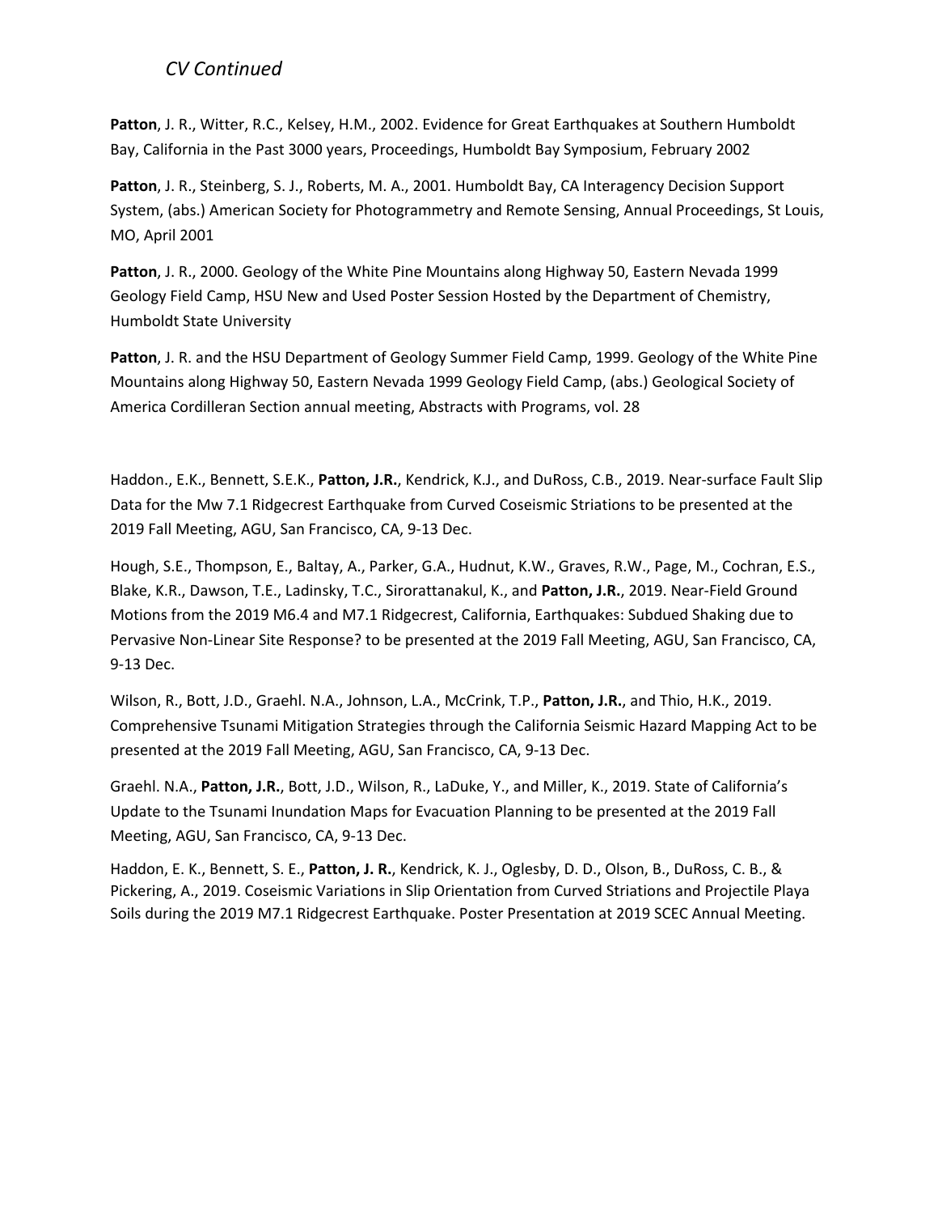*CV Continued*

**Patton**, J. R., Witter, R.C., Kelsey, H.M., 2002. Evidence for Great Earthquakes at Southern Humboldt Bay, California in the Past 3000 years, Proceedings, Humboldt Bay Symposium, February 2002

**Patton**, J. R., Steinberg, S. J., Roberts, M. A., 2001. Humboldt Bay, CA Interagency Decision Support System, (abs.) American Society for Photogrammetry and Remote Sensing, Annual Proceedings, St Louis, MO, April 2001

**Patton**, J. R., 2000. Geology of the White Pine Mountains along Highway 50, Eastern Nevada 1999 Geology Field Camp, HSU New and Used Poster Session Hosted by the Department of Chemistry, Humboldt State University

**Patton**, J. R. and the HSU Department of Geology Summer Field Camp, 1999. Geology of the White Pine Mountains along Highway 50, Eastern Nevada 1999 Geology Field Camp, (abs.) Geological Society of America Cordilleran Section annual meeting, Abstracts with Programs, vol. 28

Haddon., E.K., Bennett, S.E.K., **Patton, J.R.**, Kendrick, K.J., and DuRoss, C.B., 2019. Near-surface Fault Slip Data for the Mw 7.1 Ridgecrest Earthquake from Curved Coseismic Striations to be presented at the 2019 Fall Meeting, AGU, San Francisco, CA, 9-13 Dec.

Hough, S.E., Thompson, E., Baltay, A., Parker, G.A., Hudnut, K.W., Graves, R.W., Page, M., Cochran, E.S., Blake, K.R., Dawson, T.E., Ladinsky, T.C., Sirorattanakul, K., and **Patton, J.R.**, 2019. Near-Field Ground Motions from the 2019 M6.4 and M7.1 Ridgecrest, California, Earthquakes: Subdued Shaking due to Pervasive Non-Linear Site Response? to be presented at the 2019 Fall Meeting, AGU, San Francisco, CA, 9-13 Dec.

Wilson, R., Bott, J.D., Graehl. N.A., Johnson, L.A., McCrink, T.P., **Patton, J.R.**, and Thio, H.K., 2019. Comprehensive Tsunami Mitigation Strategies through the California Seismic Hazard Mapping Act to be presented at the 2019 Fall Meeting, AGU, San Francisco, CA, 9-13 Dec.

Graehl. N.A., **Patton, J.R.**, Bott, J.D., Wilson, R., LaDuke, Y., and Miller, K., 2019. State of California's Update to the Tsunami Inundation Maps for Evacuation Planning to be presented at the 2019 Fall Meeting, AGU, San Francisco, CA, 9-13 Dec.

Haddon, E. K., Bennett, S. E., **Patton, J. R.**, Kendrick, K. J., Oglesby, D. D., Olson, B., DuRoss, C. B., & Pickering, A., 2019. Coseismic Variations in Slip Orientation from Curved Striations and Projectile Playa Soils during the 2019 M7.1 Ridgecrest Earthquake. Poster Presentation at 2019 SCEC Annual Meeting.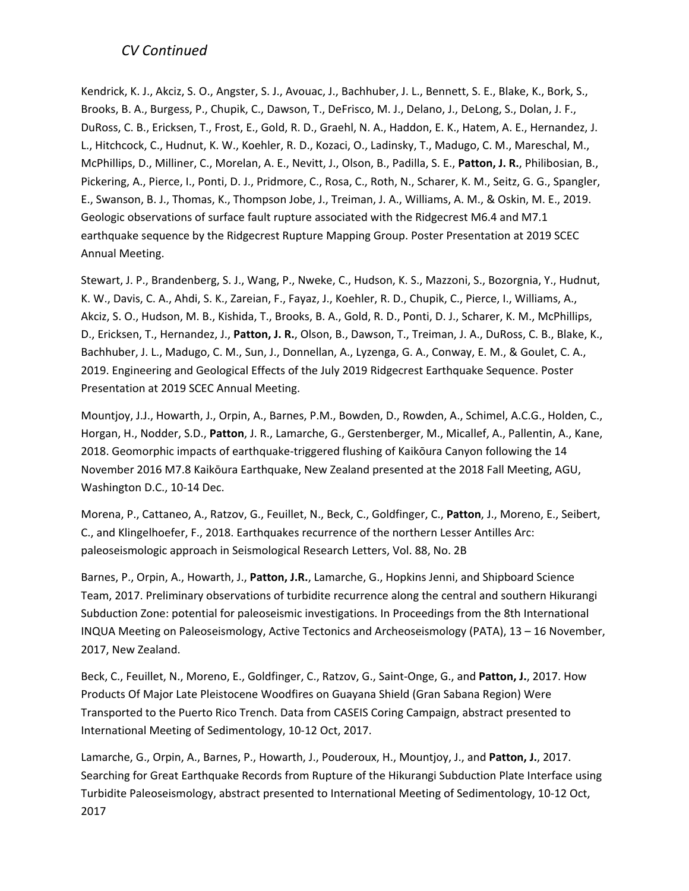*CV Continued*

Kendrick, K. J., Akciz, S. O., Angster, S. J., Avouac, J., Bachhuber, J. L., Bennett, S. E., Blake, K., Bork, S., Brooks, B. A., Burgess, P., Chupik, C., Dawson, T., DeFrisco, M. J., Delano, J., DeLong, S., Dolan, J. F., DuRoss, C. B., Ericksen, T., Frost, E., Gold, R. D., Graehl, N. A., Haddon, E. K., Hatem, A. E., Hernandez, J. L., Hitchcock, C., Hudnut, K. W., Koehler, R. D., Kozaci, O., Ladinsky, T., Madugo, C. M., Mareschal, M., McPhillips, D., Milliner, C., Morelan, A. E., Nevitt, J., Olson, B., Padilla, S. E., **Patton, J. R.**, Philibosian, B., Pickering, A., Pierce, I., Ponti, D. J., Pridmore, C., Rosa, C., Roth, N., Scharer, K. M., Seitz, G. G., Spangler, E., Swanson, B. J., Thomas, K., Thompson Jobe, J., Treiman, J. A., Williams, A. M., & Oskin, M. E., 2019. Geologic observations of surface fault rupture associated with the Ridgecrest M6.4 and M7.1 earthquake sequence by the Ridgecrest Rupture Mapping Group. Poster Presentation at 2019 SCEC Annual Meeting.

Stewart, J. P., Brandenberg, S. J., Wang, P., Nweke, C., Hudson, K. S., Mazzoni, S., Bozorgnia, Y., Hudnut, K. W., Davis, C. A., Ahdi, S. K., Zareian, F., Fayaz, J., Koehler, R. D., Chupik, C., Pierce, I., Williams, A., Akciz, S. O., Hudson, M. B., Kishida, T., Brooks, B. A., Gold, R. D., Ponti, D. J., Scharer, K. M., McPhillips, D., Ericksen, T., Hernandez, J., **Patton, J. R.**, Olson, B., Dawson, T., Treiman, J. A., DuRoss, C. B., Blake, K., Bachhuber, J. L., Madugo, C. M., Sun, J., Donnellan, A., Lyzenga, G. A., Conway, E. M., & Goulet, C. A., 2019. Engineering and Geological Effects of the July 2019 Ridgecrest Earthquake Sequence. Poster Presentation at 2019 SCEC Annual Meeting.

Mountjoy, J.J., Howarth, J., Orpin, A., Barnes, P.M., Bowden, D., Rowden, A., Schimel, A.C.G., Holden, C., Horgan, H., Nodder, S.D., **Patton**, J. R., Lamarche, G., Gerstenberger, M., Micallef, A., Pallentin, A., Kane, 2018. Geomorphic impacts of earthquake-triggered flushing of Kaikōura Canyon following the 14 November 2016 M7.8 Kaikōura Earthquake, New Zealand presented at the 2018 Fall Meeting, AGU, Washington D.C., 10-14 Dec.

Morena, P., Cattaneo, A., Ratzov, G., Feuillet, N., Beck, C., Goldfinger, C., **Patton**, J., Moreno, E., Seibert, C., and Klingelhoefer, F., 2018. Earthquakes recurrence of the northern Lesser Antilles Arc: paleoseismologic approach in Seismological Research Letters, Vol. 88, No. 2B

Barnes, P., Orpin, A., Howarth, J., **Patton, J.R.**, Lamarche, G., Hopkins Jenni, and Shipboard Science Team, 2017. Preliminary observations of turbidite recurrence along the central and southern Hikurangi Subduction Zone: potential for paleoseismic investigations. In Proceedings from the 8th International INQUA Meeting on Paleoseismology, Active Tectonics and Archeoseismology (PATA), 13 – 16 November, 2017, New Zealand.

Beck, C., Feuillet, N., Moreno, E., Goldfinger, C., Ratzov, G., Saint-Onge, G., and **Patton, J.**, 2017. How Products Of Major Late Pleistocene Woodfires on Guayana Shield (Gran Sabana Region) Were Transported to the Puerto Rico Trench. Data from CASEIS Coring Campaign, abstract presented to International Meeting of Sedimentology, 10-12 Oct, 2017.

Lamarche, G., Orpin, A., Barnes, P., Howarth, J., Pouderoux, H., Mountjoy, J., and **Patton, J.**, 2017. Searching for Great Earthquake Records from Rupture of the Hikurangi Subduction Plate Interface using Turbidite Paleoseismology, abstract presented to International Meeting of Sedimentology, 10-12 Oct, 2017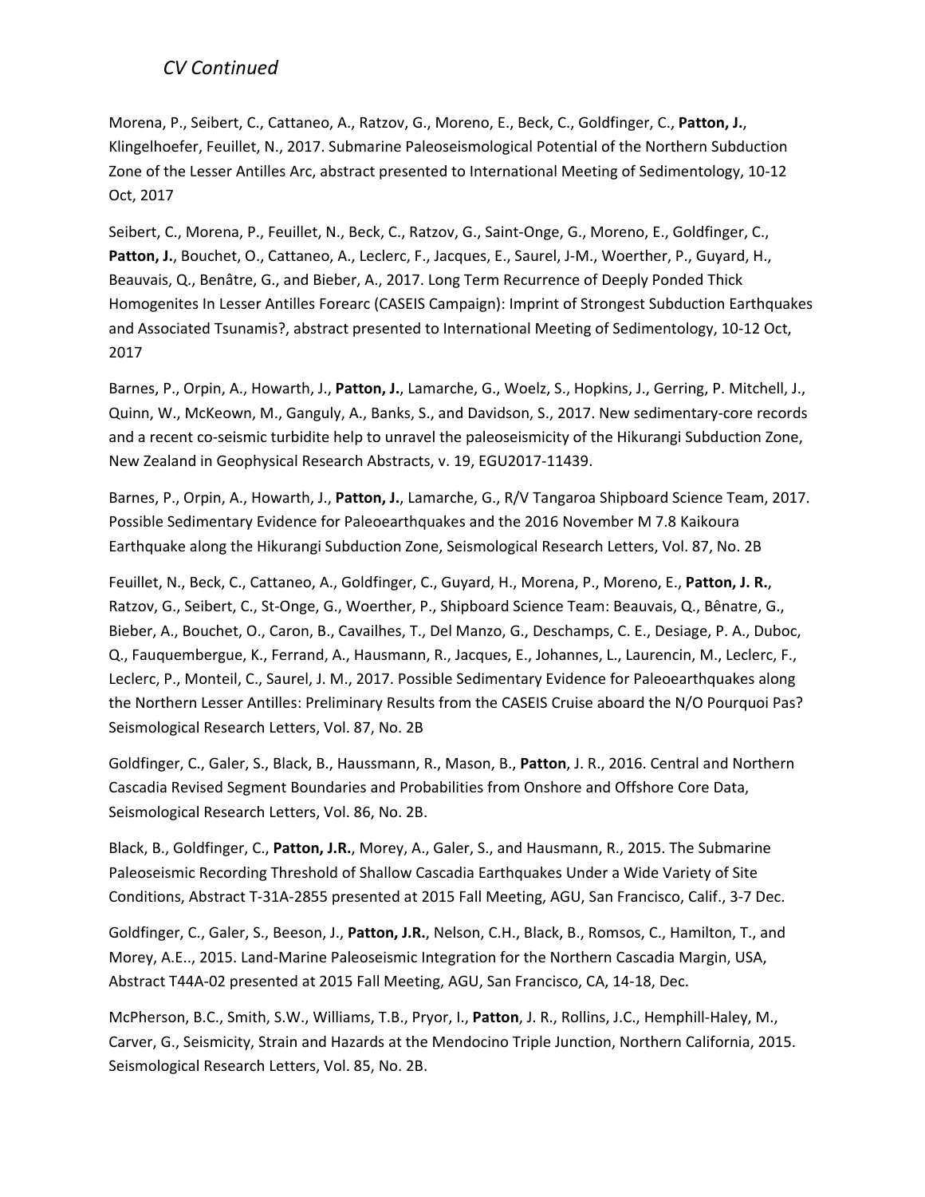*CV Continued*

Morena, P., Seibert, C., Cattaneo, A., Ratzov, G., Moreno, E., Beck, C., Goldfinger, C., **Patton, J.**, Klingelhoefer, Feuillet, N., 2017. Submarine Paleoseismological Potential of the Northern Subduction Zone of the Lesser Antilles Arc, abstract presented to International Meeting of Sedimentology, 10-12 Oct, 2017

Seibert, C., Morena, P., Feuillet, N., Beck, C., Ratzov, G., Saint-Onge, G., Moreno, E., Goldfinger, C., **Patton, J.**, Bouchet, O., Cattaneo, A., Leclerc, F., Jacques, E., Saurel, J-M., Woerther, P., Guyard, H., Beauvais, Q., Benâtre, G., and Bieber, A., 2017. Long Term Recurrence of Deeply Ponded Thick Homogenites In Lesser Antilles Forearc (CASEIS Campaign): Imprint of Strongest Subduction Earthquakes and Associated Tsunamis?, abstract presented to International Meeting of Sedimentology, 10-12 Oct, 2017

Barnes, P., Orpin, A., Howarth, J., **Patton, J.**, Lamarche, G., Woelz, S., Hopkins, J., Gerring, P. Mitchell, J., Quinn, W., McKeown, M., Ganguly, A., Banks, S., and Davidson, S., 2017. New sedimentary-core records and a recent co-seismic turbidite help to unravel the paleoseismicity of the Hikurangi Subduction Zone, New Zealand in Geophysical Research Abstracts, v. 19, EGU2017-11439.

Barnes, P., Orpin, A., Howarth, J., **Patton, J.**, Lamarche, G., R/V Tangaroa Shipboard Science Team, 2017. Possible Sedimentary Evidence for Paleoearthquakes and the 2016 November M 7.8 Kaikoura Earthquake along the Hikurangi Subduction Zone, Seismological Research Letters, Vol. 87, No. 2B

Feuillet, N., Beck, C., Cattaneo, A., Goldfinger, C., Guyard, H., Morena, P., Moreno, E., **Patton, J. R.**, Ratzov, G., Seibert, C., St-Onge, G., Woerther, P., Shipboard Science Team: Beauvais, Q., Bênatre, G., Bieber, A., Bouchet, O., Caron, B., Cavailhes, T., Del Manzo, G., Deschamps, C. E., Desiage, P. A., Duboc, Q., Fauquembergue, K., Ferrand, A., Hausmann, R., Jacques, E., Johannes, L., Laurencin, M., Leclerc, F., Leclerc, P., Monteil, C., Saurel, J. M., 2017. Possible Sedimentary Evidence for Paleoearthquakes along the Northern Lesser Antilles: Preliminary Results from the CASEIS Cruise aboard the N/O Pourquoi Pas? Seismological Research Letters, Vol. 87, No. 2B

Goldfinger, C., Galer, S., Black, B., Haussmann, R., Mason, B., **Patton**, J. R., 2016. Central and Northern Cascadia Revised Segment Boundaries and Probabilities from Onshore and Offshore Core Data, Seismological Research Letters, Vol. 86, No. 2B.

Black, B., Goldfinger, C., **Patton, J.R.**, Morey, A., Galer, S., and Hausmann, R., 2015. The Submarine Paleoseismic Recording Threshold of Shallow Cascadia Earthquakes Under a Wide Variety of Site Conditions, Abstract T-31A-2855 presented at 2015 Fall Meeting, AGU, San Francisco, Calif., 3-7 Dec.

Goldfinger, C., Galer, S., Beeson, J., **Patton, J.R.**, Nelson, C.H., Black, B., Romsos, C., Hamilton, T., and Morey, A.E.., 2015. Land-Marine Paleoseismic Integration for the Northern Cascadia Margin, USA, Abstract T44A-02 presented at 2015 Fall Meeting, AGU, San Francisco, CA, 14-18, Dec.

McPherson, B.C., Smith, S.W., Williams, T.B., Pryor, I., **Patton**, J. R., Rollins, J.C., Hemphill-Haley, M., Carver, G., Seismicity, Strain and Hazards at the Mendocino Triple Junction, Northern California, 2015. Seismological Research Letters, Vol. 85, No. 2B.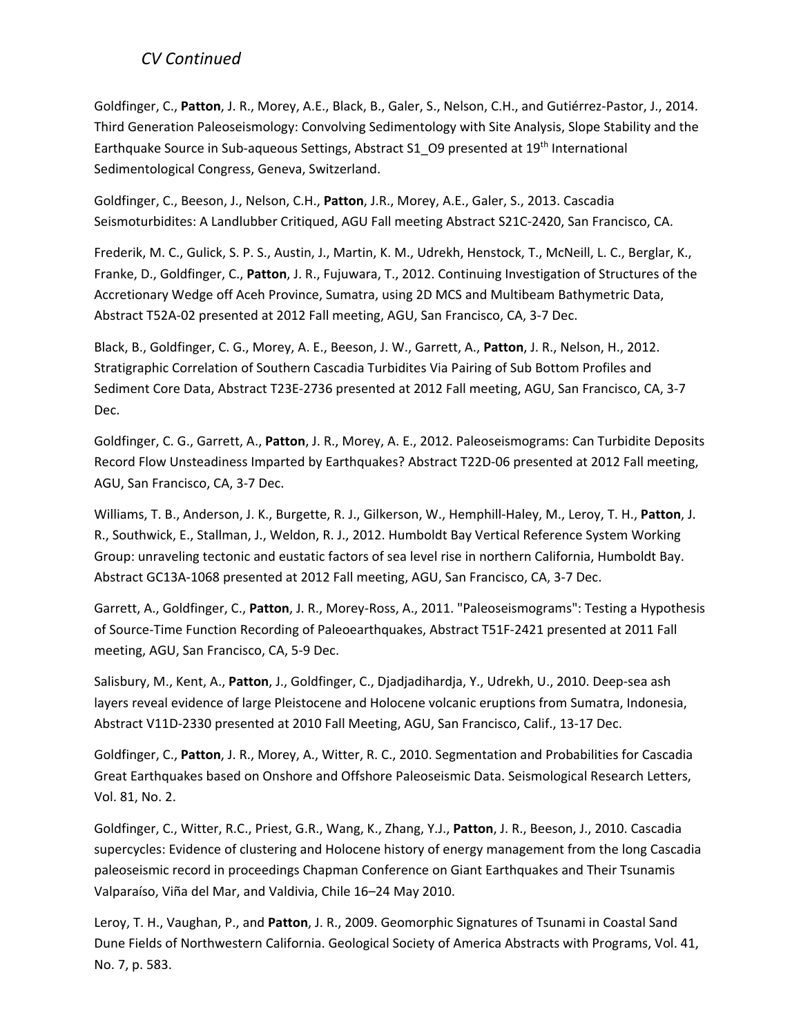*CV Continued*

Goldfinger, C., **Patton**, J. R., Morey, A.E., Black, B., Galer, S., Nelson, C.H., and Gutiérrez-Pastor, J., 2014. Third Generation Paleoseismology: Convolving Sedimentology with Site Analysis, Slope Stability and the Earthquake Source in Sub-aqueous Settings, Abstract S1_O9 presented at 19th International Sedimentological Congress, Geneva, Switzerland.

Goldfinger, C., Beeson, J., Nelson, C.H., **Patton**, J.R., Morey, A.E., Galer, S., 2013. Cascadia Seismoturbidites: A Landlubber Critiqued, AGU Fall meeting Abstract S21C-2420, San Francisco, CA.

Frederik, M. C., Gulick, S. P. S., Austin, J., Martin, K. M., Udrekh, Henstock, T., McNeill, L. C., Berglar, K., Franke, D., Goldfinger, C., **Patton**, J. R., Fujuwara, T., 2012. Continuing Investigation of Structures of the Accretionary Wedge off Aceh Province, Sumatra, using 2D MCS and Multibeam Bathymetric Data, Abstract T52A-02 presented at 2012 Fall meeting, AGU, San Francisco, CA, 3-7 Dec.

Black, B., Goldfinger, C. G., Morey, A. E., Beeson, J. W., Garrett, A., **Patton**, J. R., Nelson, H., 2012. Stratigraphic Correlation of Southern Cascadia Turbidites Via Pairing of Sub Bottom Profiles and Sediment Core Data, Abstract T23E-2736 presented at 2012 Fall meeting, AGU, San Francisco, CA, 3-7 Dec.

Goldfinger, C. G., Garrett, A., **Patton**, J. R., Morey, A. E., 2012. Paleoseismograms: Can Turbidite Deposits Record Flow Unsteadiness Imparted by Earthquakes? Abstract T22D-06 presented at 2012 Fall meeting, AGU, San Francisco, CA, 3-7 Dec.

Williams, T. B., Anderson, J. K., Burgette, R. J., Gilkerson, W., Hemphill-Haley, M., Leroy, T. H., **Patton**, J. R., Southwick, E., Stallman, J., Weldon, R. J., 2012. Humboldt Bay Vertical Reference System Working Group: unraveling tectonic and eustatic factors of sea level rise in northern California, Humboldt Bay. Abstract GC13A-1068 presented at 2012 Fall meeting, AGU, San Francisco, CA, 3-7 Dec.

Garrett, A., Goldfinger, C., **Patton**, J. R., Morey-Ross, A., 2011. "Paleoseismograms": Testing a Hypothesis of Source-Time Function Recording of Paleoearthquakes, Abstract T51F-2421 presented at 2011 Fall meeting, AGU, San Francisco, CA, 5-9 Dec.

Salisbury, M., Kent, A., **Patton**, J., Goldfinger, C., Djadjadihardja, Y., Udrekh, U., 2010. Deep-sea ash layers reveal evidence of large Pleistocene and Holocene volcanic eruptions from Sumatra, Indonesia, Abstract V11D-2330 presented at 2010 Fall Meeting, AGU, San Francisco, Calif., 13-17 Dec.

Goldfinger, C., **Patton**, J. R., Morey, A., Witter, R. C., 2010. Segmentation and Probabilities for Cascadia Great Earthquakes based on Onshore and Offshore Paleoseismic Data. Seismological Research Letters, Vol. 81, No. 2.

Goldfinger, C., Witter, R.C., Priest, G.R., Wang, K., Zhang, Y.J., **Patton**, J. R., Beeson, J., 2010. Cascadia supercycles: Evidence of clustering and Holocene history of energy management from the long Cascadia paleoseismic record in proceedings Chapman Conference on Giant Earthquakes and Their Tsunamis Valparaíso, Viña del Mar, and Valdivia, Chile 16–24 May 2010.

Leroy, T. H., Vaughan, P., and **Patton**, J. R., 2009. Geomorphic Signatures of Tsunami in Coastal Sand Dune Fields of Northwestern California. Geological Society of America Abstracts with Programs, Vol. 41, No. 7, p. 583.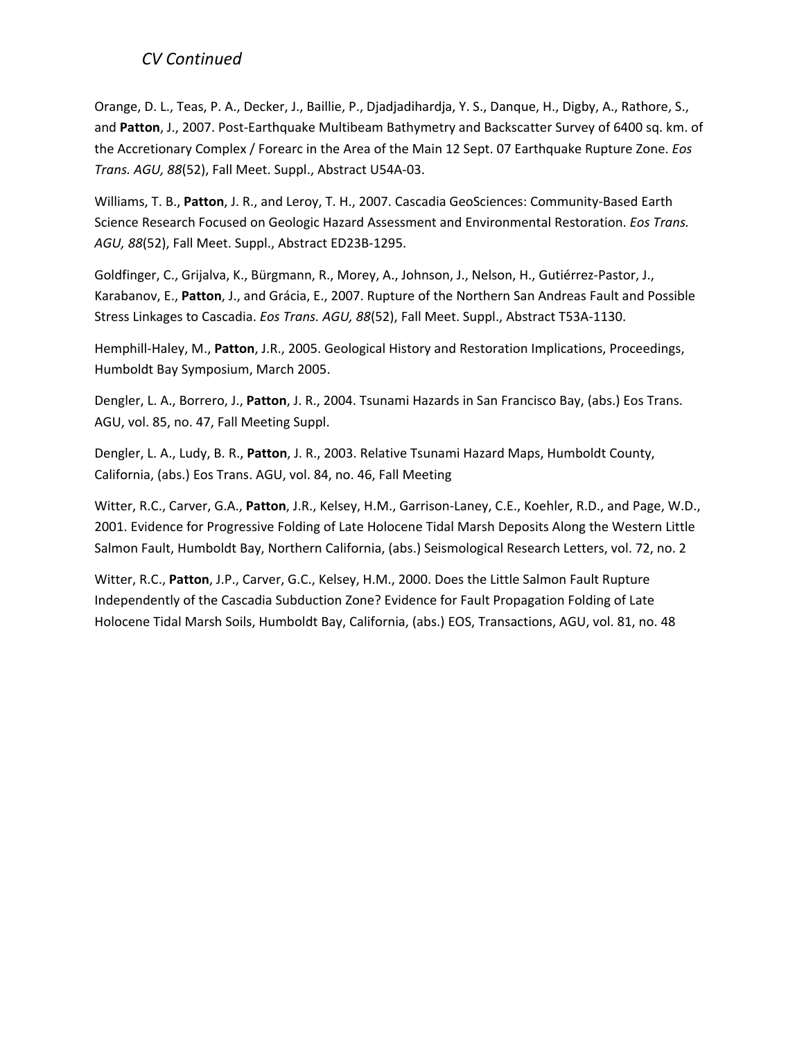*CV Continued*

Orange, D. L., Teas, P. A., Decker, J., Baillie, P., Djadjadihardja, Y. S., Danque, H., Digby, A., Rathore, S., and **Patton**, J., 2007. Post-Earthquake Multibeam Bathymetry and Backscatter Survey of 6400 sq. km. of the Accretionary Complex / Forearc in the Area of the Main 12 Sept. 07 Earthquake Rupture Zone. *Eos Trans. AGU, 88*(52), Fall Meet. Suppl., Abstract U54A-03.

Williams, T. B., **Patton**, J. R., and Leroy, T. H., 2007. Cascadia GeoSciences: Community-Based Earth Science Research Focused on Geologic Hazard Assessment and Environmental Restoration. *Eos Trans. AGU, 88*(52), Fall Meet. Suppl., Abstract ED23B-1295.

Goldfinger, C., Grijalva, K., Bürgmann, R., Morey, A., Johnson, J., Nelson, H., Gutiérrez-Pastor, J., Karabanov, E., **Patton**, J., and Grácia, E., 2007. Rupture of the Northern San Andreas Fault and Possible Stress Linkages to Cascadia. *Eos Trans. AGU, 88*(52), Fall Meet. Suppl., Abstract T53A-1130.

Hemphill-Haley, M., **Patton**, J.R., 2005. Geological History and Restoration Implications, Proceedings, Humboldt Bay Symposium, March 2005.

Dengler, L. A., Borrero, J., **Patton**, J. R., 2004. Tsunami Hazards in San Francisco Bay, (abs.) Eos Trans. AGU, vol. 85, no. 47, Fall Meeting Suppl.

Dengler, L. A., Ludy, B. R., **Patton**, J. R., 2003. Relative Tsunami Hazard Maps, Humboldt County, California, (abs.) Eos Trans. AGU, vol. 84, no. 46, Fall Meeting

Witter, R.C., Carver, G.A., **Patton**, J.R., Kelsey, H.M., Garrison-Laney, C.E., Koehler, R.D., and Page, W.D., 2001. Evidence for Progressive Folding of Late Holocene Tidal Marsh Deposits Along the Western Little Salmon Fault, Humboldt Bay, Northern California, (abs.) Seismological Research Letters, vol. 72, no. 2

Witter, R.C., **Patton**, J.P., Carver, G.C., Kelsey, H.M., 2000. Does the Little Salmon Fault Rupture Independently of the Cascadia Subduction Zone? Evidence for Fault Propagation Folding of Late Holocene Tidal Marsh Soils, Humboldt Bay, California, (abs.) EOS, Transactions, AGU, vol. 81, no. 48